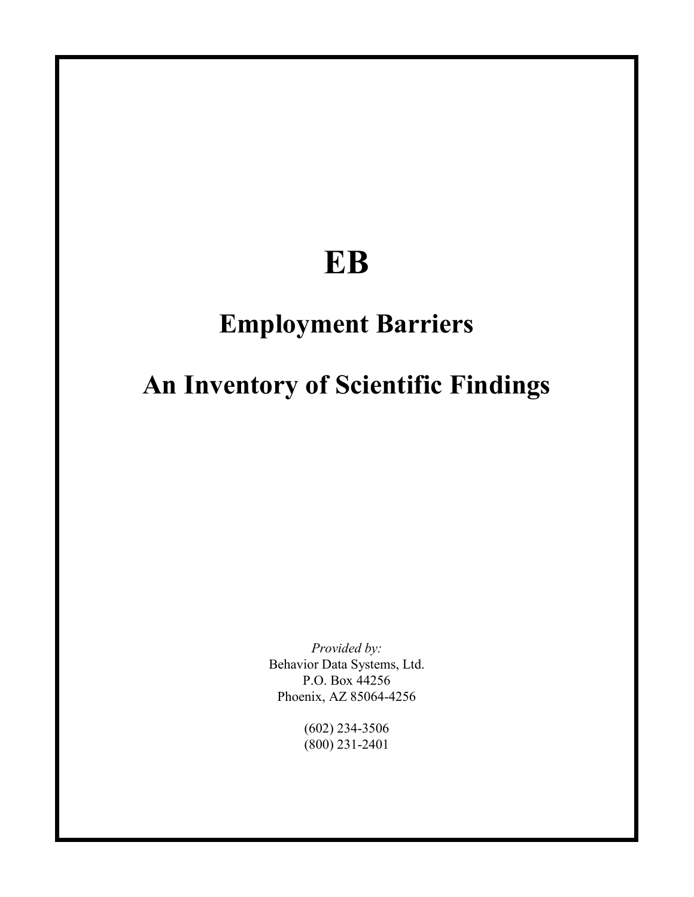# EB

## Employment Barriers

## An Inventory of Scientific Findings

*Provided by:*
Behavior Data Systems, Ltd.
P.O. Box 44256
Phoenix, AZ 85064-4256

(602) 234-3506
(800) 231-2401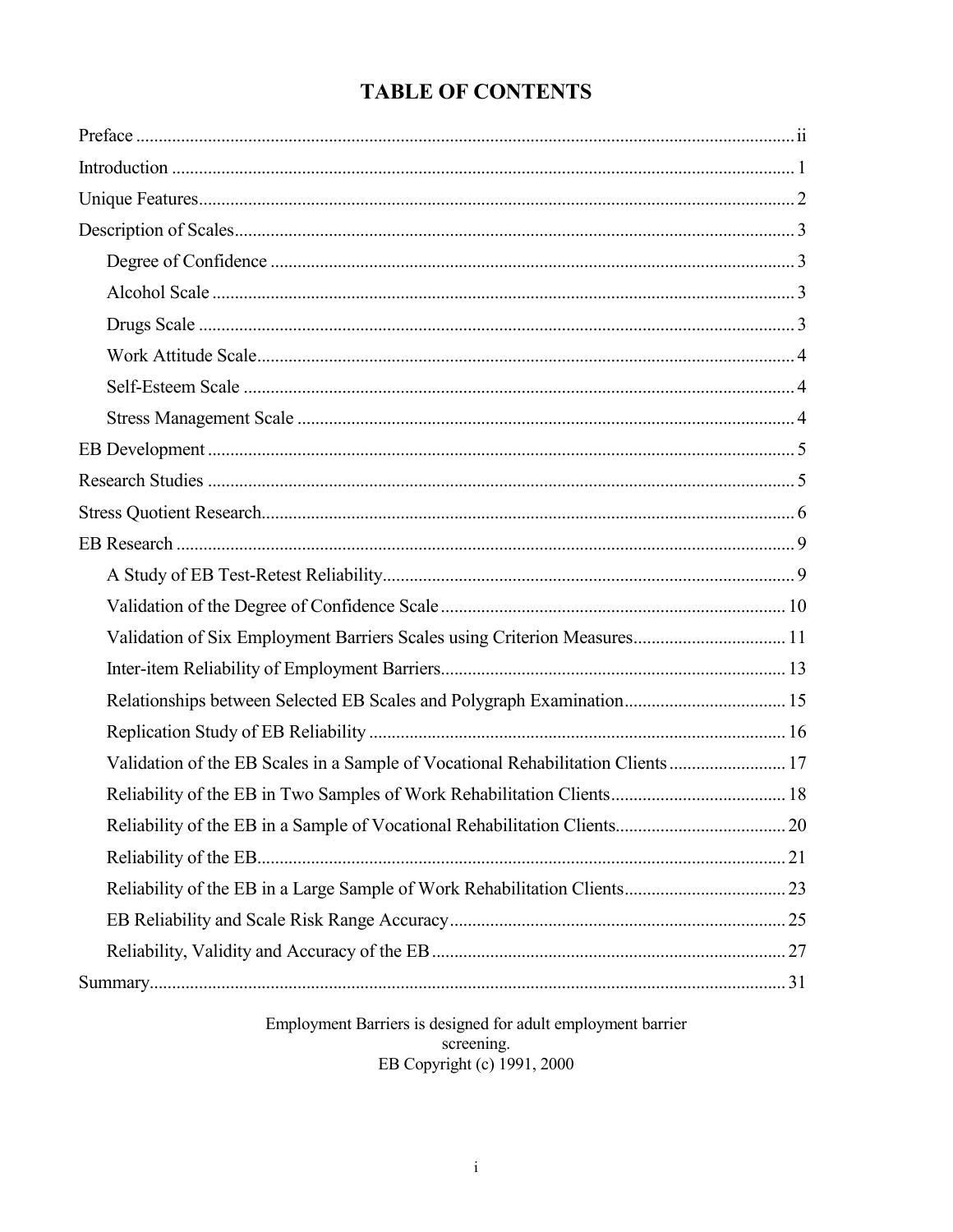# TABLE OF CONTENTS

- Preface ........ ii
- Introduction ........ 1
- Unique Features........ 2
- Description of Scales........ 3
  - Degree of Confidence ........ 3
  - Alcohol Scale ........ 3
  - Drugs Scale ........ 3
  - Work Attitude Scale........ 4
  - Self-Esteem Scale ........ 4
  - Stress Management Scale ........ 4
- EB Development ........ 5
- Research Studies ........ 5
- Stress Quotient Research........ 6
- EB Research ........ 9
  - A Study of EB Test-Retest Reliability........ 9
  - Validation of the Degree of Confidence Scale ........ 10
  - Validation of Six Employment Barriers Scales using Criterion Measures........ 11
  - Inter-item Reliability of Employment Barriers........ 13
  - Relationships between Selected EB Scales and Polygraph Examination........ 15
  - Replication Study of EB Reliability ........ 16
  - Validation of the EB Scales in a Sample of Vocational Rehabilitation Clients ........ 17
  - Reliability of the EB in Two Samples of Work Rehabilitation Clients........ 18
  - Reliability of the EB in a Sample of Vocational Rehabilitation Clients........ 20
  - Reliability of the EB........ 21
  - Reliability of the EB in a Large Sample of Work Rehabilitation Clients........ 23
  - EB Reliability and Scale Risk Range Accuracy........ 25
  - Reliability, Validity and Accuracy of the EB ........ 27
- Summary........ 31

Employment Barriers is designed for adult employment barrier screening.
EB Copyright (c) 1991, 2000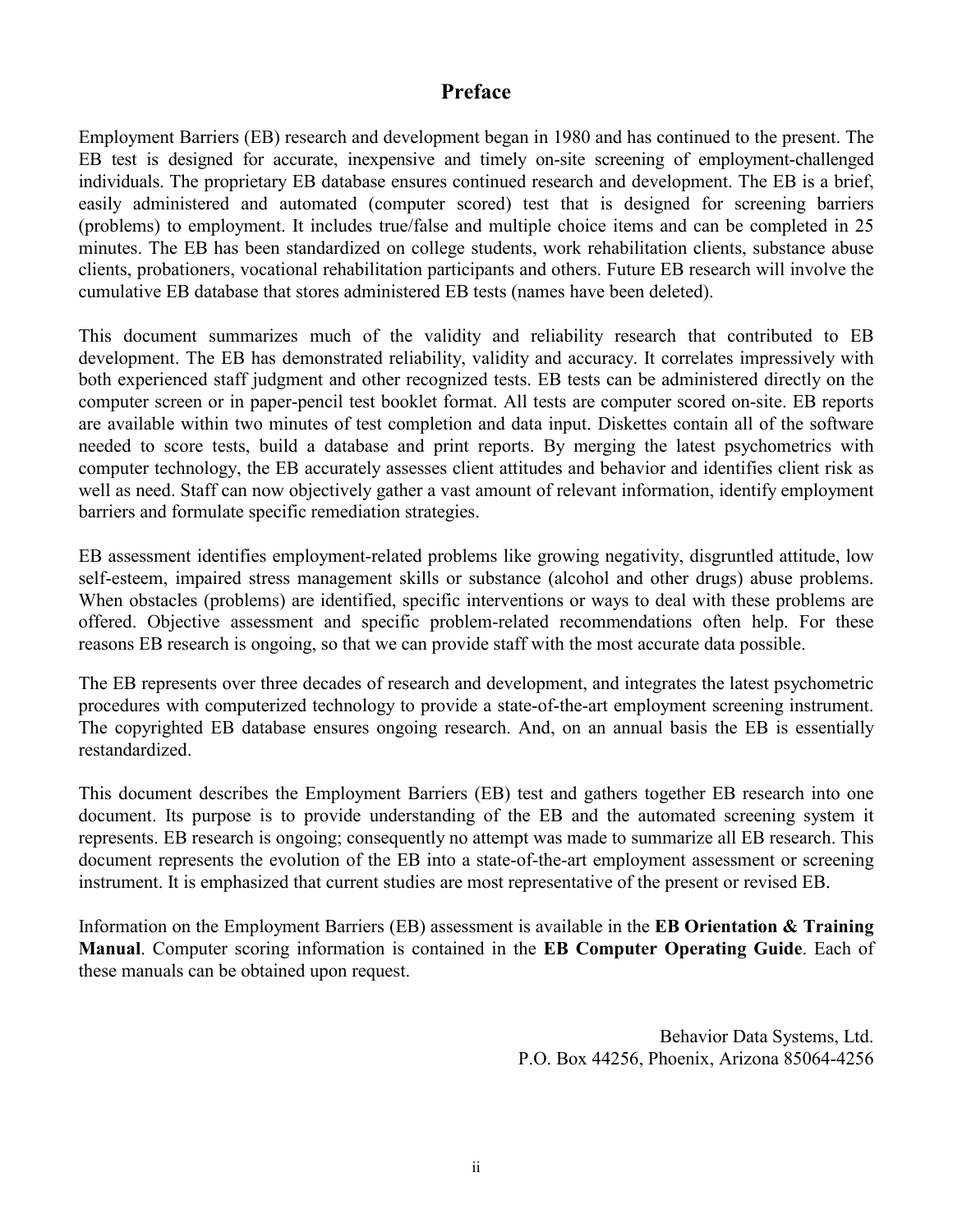# Preface

Employment Barriers (EB) research and development began in 1980 and has continued to the present. The EB test is designed for accurate, inexpensive and timely on-site screening of employment-challenged individuals. The proprietary EB database ensures continued research and development. The EB is a brief, easily administered and automated (computer scored) test that is designed for screening barriers (problems) to employment. It includes true/false and multiple choice items and can be completed in 25 minutes. The EB has been standardized on college students, work rehabilitation clients, substance abuse clients, probationers, vocational rehabilitation participants and others. Future EB research will involve the cumulative EB database that stores administered EB tests (names have been deleted).

This document summarizes much of the validity and reliability research that contributed to EB development. The EB has demonstrated reliability, validity and accuracy. It correlates impressively with both experienced staff judgment and other recognized tests. EB tests can be administered directly on the computer screen or in paper-pencil test booklet format. All tests are computer scored on-site. EB reports are available within two minutes of test completion and data input. Diskettes contain all of the software needed to score tests, build a database and print reports. By merging the latest psychometrics with computer technology, the EB accurately assesses client attitudes and behavior and identifies client risk as well as need. Staff can now objectively gather a vast amount of relevant information, identify employment barriers and formulate specific remediation strategies.

EB assessment identifies employment-related problems like growing negativity, disgruntled attitude, low self-esteem, impaired stress management skills or substance (alcohol and other drugs) abuse problems. When obstacles (problems) are identified, specific interventions or ways to deal with these problems are offered. Objective assessment and specific problem-related recommendations often help. For these reasons EB research is ongoing, so that we can provide staff with the most accurate data possible.

The EB represents over three decades of research and development, and integrates the latest psychometric procedures with computerized technology to provide a state-of-the-art employment screening instrument. The copyrighted EB database ensures ongoing research. And, on an annual basis the EB is essentially restandardized.

This document describes the Employment Barriers (EB) test and gathers together EB research into one document. Its purpose is to provide understanding of the EB and the automated screening system it represents. EB research is ongoing; consequently no attempt was made to summarize all EB research. This document represents the evolution of the EB into a state-of-the-art employment assessment or screening instrument. It is emphasized that current studies are most representative of the present or revised EB.

Information on the Employment Barriers (EB) assessment is available in the **EB Orientation & Training Manual**. Computer scoring information is contained in the **EB Computer Operating Guide**. Each of these manuals can be obtained upon request.

Behavior Data Systems, Ltd.
P.O. Box 44256, Phoenix, Arizona 85064-4256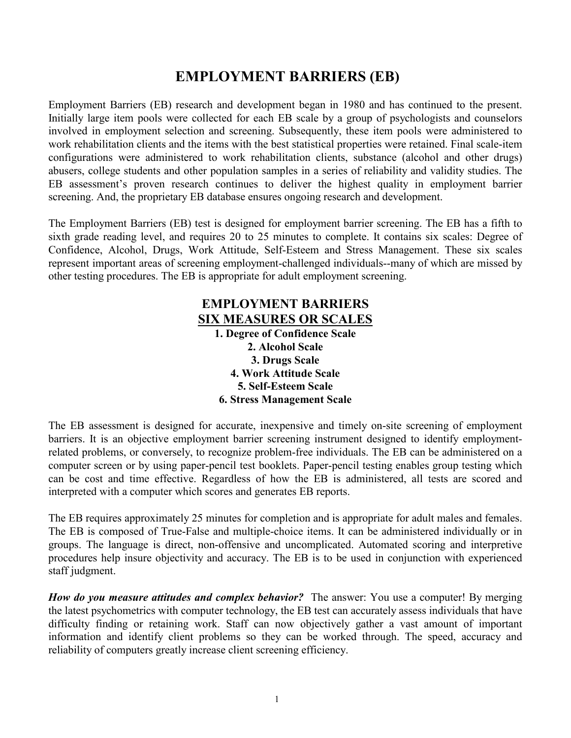# EMPLOYMENT BARRIERS (EB)

Employment Barriers (EB) research and development began in 1980 and has continued to the present. Initially large item pools were collected for each EB scale by a group of psychologists and counselors involved in employment selection and screening. Subsequently, these item pools were administered to work rehabilitation clients and the items with the best statistical properties were retained. Final scale-item configurations were administered to work rehabilitation clients, substance (alcohol and other drugs) abusers, college students and other population samples in a series of reliability and validity studies. The EB assessment's proven research continues to deliver the highest quality in employment barrier screening. And, the proprietary EB database ensures ongoing research and development.

The Employment Barriers (EB) test is designed for employment barrier screening. The EB has a fifth to sixth grade reading level, and requires 20 to 25 minutes to complete. It contains six scales: Degree of Confidence, Alcohol, Drugs, Work Attitude, Self-Esteem and Stress Management. These six scales represent important areas of screening employment-challenged individuals--many of which are missed by other testing procedures. The EB is appropriate for adult employment screening.

## EMPLOYMENT BARRIERS
## <u>SIX MEASURES OR SCALES</u>

**1. Degree of Confidence Scale**
**2. Alcohol Scale**
**3. Drugs Scale**
**4. Work Attitude Scale**
**5. Self-Esteem Scale**
**6. Stress Management Scale**

The EB assessment is designed for accurate, inexpensive and timely on-site screening of employment barriers. It is an objective employment barrier screening instrument designed to identify employment-related problems, or conversely, to recognize problem-free individuals. The EB can be administered on a computer screen or by using paper-pencil test booklets. Paper-pencil testing enables group testing which can be cost and time effective. Regardless of how the EB is administered, all tests are scored and interpreted with a computer which scores and generates EB reports.

The EB requires approximately 25 minutes for completion and is appropriate for adult males and females. The EB is composed of True-False and multiple-choice items. It can be administered individually or in groups. The language is direct, non-offensive and uncomplicated. Automated scoring and interpretive procedures help insure objectivity and accuracy. The EB is to be used in conjunction with experienced staff judgment.

***How do you measure attitudes and complex behavior?*** The answer: You use a computer! By merging the latest psychometrics with computer technology, the EB test can accurately assess individuals that have difficulty finding or retaining work. Staff can now objectively gather a vast amount of important information and identify client problems so they can be worked through. The speed, accuracy and reliability of computers greatly increase client screening efficiency.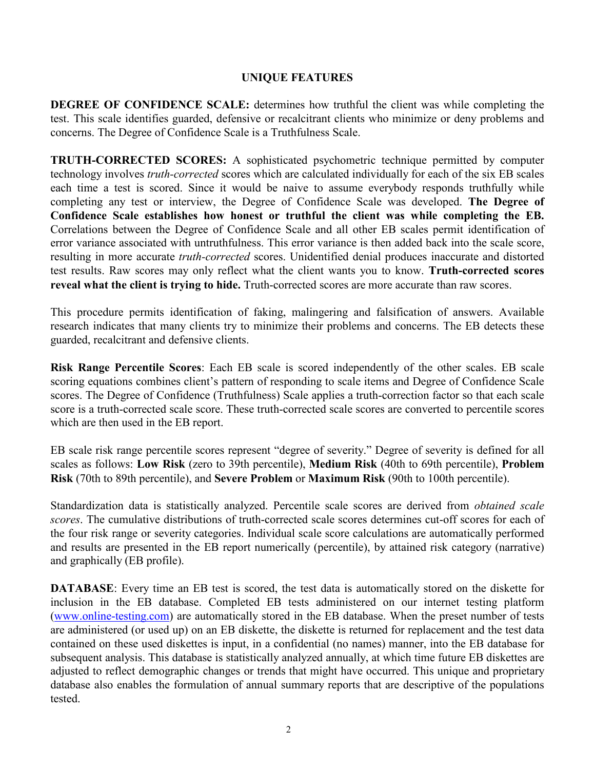## UNIQUE FEATURES

**DEGREE OF CONFIDENCE SCALE:** determines how truthful the client was while completing the test. This scale identifies guarded, defensive or recalcitrant clients who minimize or deny problems and concerns. The Degree of Confidence Scale is a Truthfulness Scale.

**TRUTH-CORRECTED SCORES:** A sophisticated psychometric technique permitted by computer technology involves *truth-corrected* scores which are calculated individually for each of the six EB scales each time a test is scored. Since it would be naive to assume everybody responds truthfully while completing any test or interview, the Degree of Confidence Scale was developed. **The Degree of Confidence Scale establishes how honest or truthful the client was while completing the EB.** Correlations between the Degree of Confidence Scale and all other EB scales permit identification of error variance associated with untruthfulness. This error variance is then added back into the scale score, resulting in more accurate *truth-corrected* scores. Unidentified denial produces inaccurate and distorted test results. Raw scores may only reflect what the client wants you to know. **Truth-corrected scores reveal what the client is trying to hide.** Truth-corrected scores are more accurate than raw scores.

This procedure permits identification of faking, malingering and falsification of answers. Available research indicates that many clients try to minimize their problems and concerns. The EB detects these guarded, recalcitrant and defensive clients.

**Risk Range Percentile Scores**: Each EB scale is scored independently of the other scales. EB scale scoring equations combines client's pattern of responding to scale items and Degree of Confidence Scale scores. The Degree of Confidence (Truthfulness) Scale applies a truth-correction factor so that each scale score is a truth-corrected scale score. These truth-corrected scale scores are converted to percentile scores which are then used in the EB report.

EB scale risk range percentile scores represent "degree of severity." Degree of severity is defined for all scales as follows: **Low Risk** (zero to 39th percentile), **Medium Risk** (40th to 69th percentile), **Problem Risk** (70th to 89th percentile), and **Severe Problem** or **Maximum Risk** (90th to 100th percentile).

Standardization data is statistically analyzed. Percentile scale scores are derived from *obtained scale scores*. The cumulative distributions of truth-corrected scale scores determines cut-off scores for each of the four risk range or severity categories. Individual scale score calculations are automatically performed and results are presented in the EB report numerically (percentile), by attained risk category (narrative) and graphically (EB profile).

**DATABASE**: Every time an EB test is scored, the test data is automatically stored on the diskette for inclusion in the EB database. Completed EB tests administered on our internet testing platform (www.online-testing.com) are automatically stored in the EB database. When the preset number of tests are administered (or used up) on an EB diskette, the diskette is returned for replacement and the test data contained on these used diskettes is input, in a confidential (no names) manner, into the EB database for subsequent analysis. This database is statistically analyzed annually, at which time future EB diskettes are adjusted to reflect demographic changes or trends that might have occurred. This unique and proprietary database also enables the formulation of annual summary reports that are descriptive of the populations tested.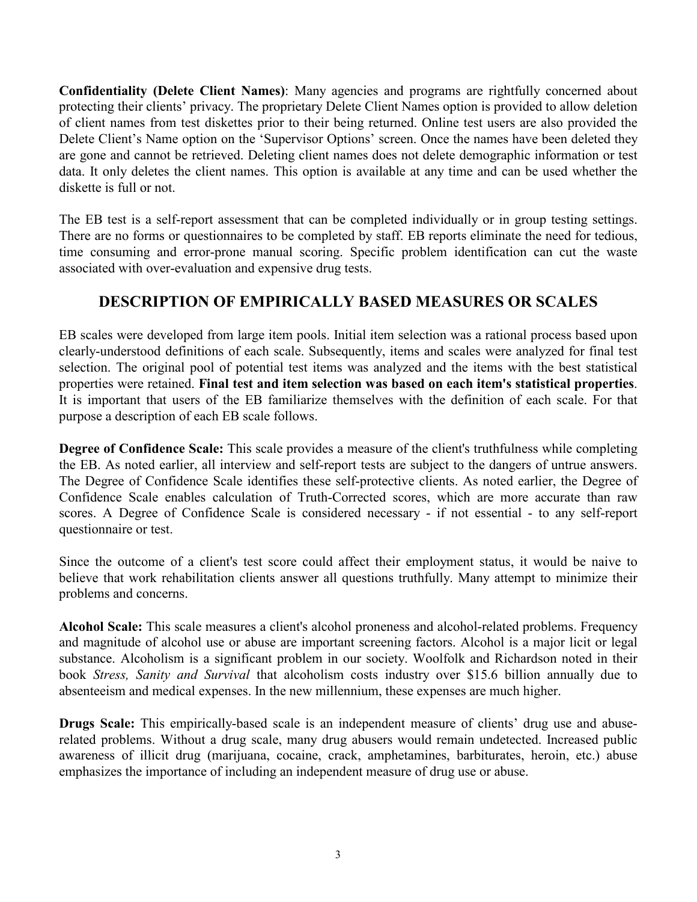**Confidentiality (Delete Client Names)**: Many agencies and programs are rightfully concerned about protecting their clients' privacy. The proprietary Delete Client Names option is provided to allow deletion of client names from test diskettes prior to their being returned. Online test users are also provided the Delete Client's Name option on the 'Supervisor Options' screen. Once the names have been deleted they are gone and cannot be retrieved. Deleting client names does not delete demographic information or test data. It only deletes the client names. This option is available at any time and can be used whether the diskette is full or not.

The EB test is a self-report assessment that can be completed individually or in group testing settings. There are no forms or questionnaires to be completed by staff. EB reports eliminate the need for tedious, time consuming and error-prone manual scoring. Specific problem identification can cut the waste associated with over-evaluation and expensive drug tests.

## DESCRIPTION OF EMPIRICALLY BASED MEASURES OR SCALES

EB scales were developed from large item pools. Initial item selection was a rational process based upon clearly-understood definitions of each scale. Subsequently, items and scales were analyzed for final test selection. The original pool of potential test items was analyzed and the items with the best statistical properties were retained. **Final test and item selection was based on each item's statistical properties**. It is important that users of the EB familiarize themselves with the definition of each scale. For that purpose a description of each EB scale follows.

**Degree of Confidence Scale:** This scale provides a measure of the client's truthfulness while completing the EB. As noted earlier, all interview and self-report tests are subject to the dangers of untrue answers. The Degree of Confidence Scale identifies these self-protective clients. As noted earlier, the Degree of Confidence Scale enables calculation of Truth-Corrected scores, which are more accurate than raw scores. A Degree of Confidence Scale is considered necessary - if not essential - to any self-report questionnaire or test.

Since the outcome of a client's test score could affect their employment status, it would be naive to believe that work rehabilitation clients answer all questions truthfully. Many attempt to minimize their problems and concerns.

**Alcohol Scale:** This scale measures a client's alcohol proneness and alcohol-related problems. Frequency and magnitude of alcohol use or abuse are important screening factors. Alcohol is a major licit or legal substance. Alcoholism is a significant problem in our society. Woolfolk and Richardson noted in their book *Stress, Sanity and Survival* that alcoholism costs industry over $15.6 billion annually due to absenteeism and medical expenses. In the new millennium, these expenses are much higher.

**Drugs Scale:** This empirically-based scale is an independent measure of clients' drug use and abuse-related problems. Without a drug scale, many drug abusers would remain undetected. Increased public awareness of illicit drug (marijuana, cocaine, crack, amphetamines, barbiturates, heroin, etc.) abuse emphasizes the importance of including an independent measure of drug use or abuse.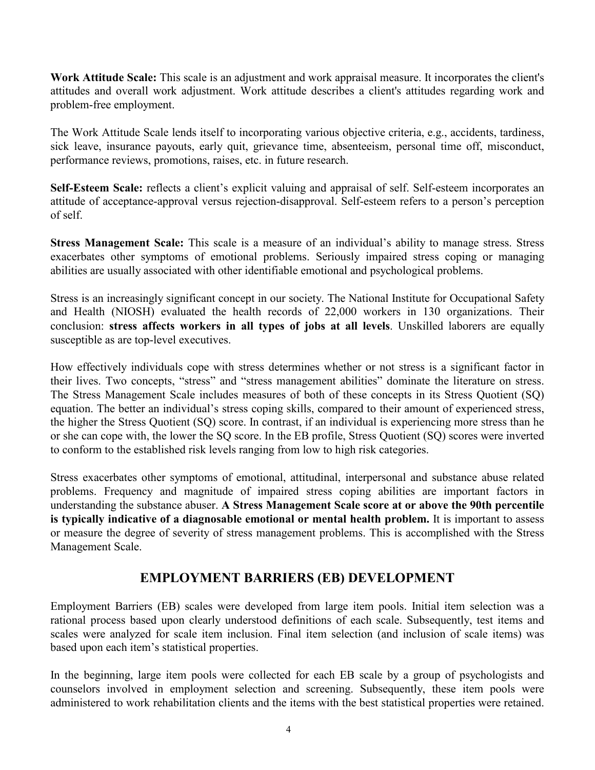**Work Attitude Scale:** This scale is an adjustment and work appraisal measure. It incorporates the client's attitudes and overall work adjustment. Work attitude describes a client's attitudes regarding work and problem-free employment.

The Work Attitude Scale lends itself to incorporating various objective criteria, e.g., accidents, tardiness, sick leave, insurance payouts, early quit, grievance time, absenteeism, personal time off, misconduct, performance reviews, promotions, raises, etc. in future research.

**Self-Esteem Scale:** reflects a client's explicit valuing and appraisal of self. Self-esteem incorporates an attitude of acceptance-approval versus rejection-disapproval. Self-esteem refers to a person's perception of self.

**Stress Management Scale:** This scale is a measure of an individual's ability to manage stress. Stress exacerbates other symptoms of emotional problems. Seriously impaired stress coping or managing abilities are usually associated with other identifiable emotional and psychological problems.

Stress is an increasingly significant concept in our society. The National Institute for Occupational Safety and Health (NIOSH) evaluated the health records of 22,000 workers in 130 organizations. Their conclusion: **stress affects workers in all types of jobs at all levels**. Unskilled laborers are equally susceptible as are top-level executives.

How effectively individuals cope with stress determines whether or not stress is a significant factor in their lives. Two concepts, "stress" and "stress management abilities" dominate the literature on stress. The Stress Management Scale includes measures of both of these concepts in its Stress Quotient (SQ) equation. The better an individual's stress coping skills, compared to their amount of experienced stress, the higher the Stress Quotient (SQ) score. In contrast, if an individual is experiencing more stress than he or she can cope with, the lower the SQ score. In the EB profile, Stress Quotient (SQ) scores were inverted to conform to the established risk levels ranging from low to high risk categories.

Stress exacerbates other symptoms of emotional, attitudinal, interpersonal and substance abuse related problems. Frequency and magnitude of impaired stress coping abilities are important factors in understanding the substance abuser. **A Stress Management Scale score at or above the 90th percentile is typically indicative of a diagnosable emotional or mental health problem.** It is important to assess or measure the degree of severity of stress management problems. This is accomplished with the Stress Management Scale.

## EMPLOYMENT BARRIERS (EB) DEVELOPMENT

Employment Barriers (EB) scales were developed from large item pools. Initial item selection was a rational process based upon clearly understood definitions of each scale. Subsequently, test items and scales were analyzed for scale item inclusion. Final item selection (and inclusion of scale items) was based upon each item's statistical properties.

In the beginning, large item pools were collected for each EB scale by a group of psychologists and counselors involved in employment selection and screening. Subsequently, these item pools were administered to work rehabilitation clients and the items with the best statistical properties were retained.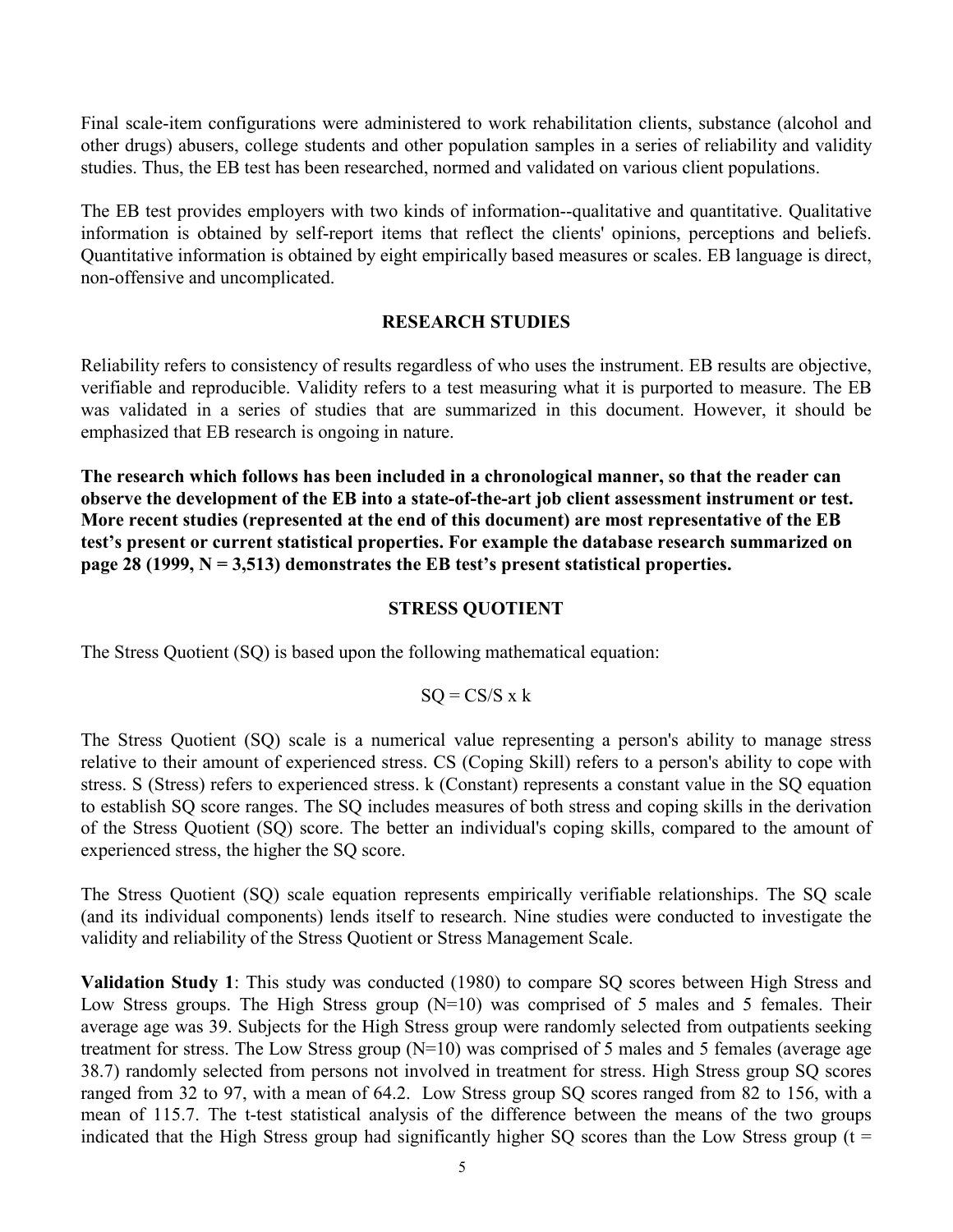Final scale-item configurations were administered to work rehabilitation clients, substance (alcohol and other drugs) abusers, college students and other population samples in a series of reliability and validity studies. Thus, the EB test has been researched, normed and validated on various client populations.

The EB test provides employers with two kinds of information--qualitative and quantitative. Qualitative information is obtained by self-report items that reflect the clients' opinions, perceptions and beliefs. Quantitative information is obtained by eight empirically based measures or scales. EB language is direct, non-offensive and uncomplicated.

## RESEARCH STUDIES

Reliability refers to consistency of results regardless of who uses the instrument. EB results are objective, verifiable and reproducible. Validity refers to a test measuring what it is purported to measure. The EB was validated in a series of studies that are summarized in this document. However, it should be emphasized that EB research is ongoing in nature.

**The research which follows has been included in a chronological manner, so that the reader can observe the development of the EB into a state-of-the-art job client assessment instrument or test. More recent studies (represented at the end of this document) are most representative of the EB test's present or current statistical properties. For example the database research summarized on page 28 (1999, N = 3,513) demonstrates the EB test's present statistical properties.**

## STRESS QUOTIENT

The Stress Quotient (SQ) is based upon the following mathematical equation:

$$SQ = CS/S \times k$$

The Stress Quotient (SQ) scale is a numerical value representing a person's ability to manage stress relative to their amount of experienced stress. CS (Coping Skill) refers to a person's ability to cope with stress. S (Stress) refers to experienced stress. k (Constant) represents a constant value in the SQ equation to establish SQ score ranges. The SQ includes measures of both stress and coping skills in the derivation of the Stress Quotient (SQ) score. The better an individual's coping skills, compared to the amount of experienced stress, the higher the SQ score.

The Stress Quotient (SQ) scale equation represents empirically verifiable relationships. The SQ scale (and its individual components) lends itself to research. Nine studies were conducted to investigate the validity and reliability of the Stress Quotient or Stress Management Scale.

**Validation Study 1**: This study was conducted (1980) to compare SQ scores between High Stress and Low Stress groups. The High Stress group (N=10) was comprised of 5 males and 5 females. Their average age was 39. Subjects for the High Stress group were randomly selected from outpatients seeking treatment for stress. The Low Stress group (N=10) was comprised of 5 males and 5 females (average age 38.7) randomly selected from persons not involved in treatment for stress. High Stress group SQ scores ranged from 32 to 97, with a mean of 64.2. Low Stress group SQ scores ranged from 82 to 156, with a mean of 115.7. The t-test statistical analysis of the difference between the means of the two groups indicated that the High Stress group had significantly higher SQ scores than the Low Stress group (t =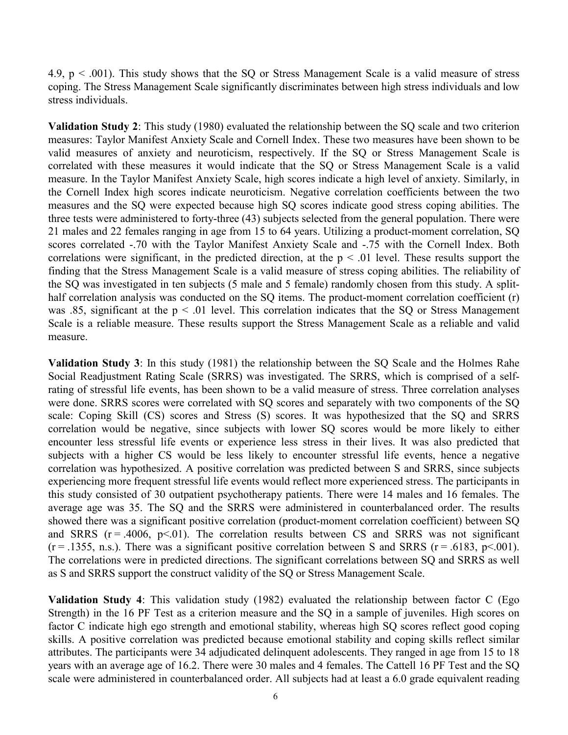4.9, $p < .001$). This study shows that the SQ or Stress Management Scale is a valid measure of stress coping. The Stress Management Scale significantly discriminates between high stress individuals and low stress individuals.

**Validation Study 2**: This study (1980) evaluated the relationship between the SQ scale and two criterion measures: Taylor Manifest Anxiety Scale and Cornell Index. These two measures have been shown to be valid measures of anxiety and neuroticism, respectively. If the SQ or Stress Management Scale is correlated with these measures it would indicate that the SQ or Stress Management Scale is a valid measure. In the Taylor Manifest Anxiety Scale, high scores indicate a high level of anxiety. Similarly, in the Cornell Index high scores indicate neuroticism. Negative correlation coefficients between the two measures and the SQ were expected because high SQ scores indicate good stress coping abilities. The three tests were administered to forty-three (43) subjects selected from the general population. There were 21 males and 22 females ranging in age from 15 to 64 years. Utilizing a product-moment correlation, SQ scores correlated -.70 with the Taylor Manifest Anxiety Scale and -.75 with the Cornell Index. Both correlations were significant, in the predicted direction, at the $p < .01$ level. These results support the finding that the Stress Management Scale is a valid measure of stress coping abilities. The reliability of the SQ was investigated in ten subjects (5 male and 5 female) randomly chosen from this study. A split-half correlation analysis was conducted on the SQ items. The product-moment correlation coefficient (r) was .85, significant at the $p < .01$ level. This correlation indicates that the SQ or Stress Management Scale is a reliable measure. These results support the Stress Management Scale as a reliable and valid measure.

**Validation Study 3**: In this study (1981) the relationship between the SQ Scale and the Holmes Rahe Social Readjustment Rating Scale (SRRS) was investigated. The SRRS, which is comprised of a self-rating of stressful life events, has been shown to be a valid measure of stress. Three correlation analyses were done. SRRS scores were correlated with SQ scores and separately with two components of the SQ scale: Coping Skill (CS) scores and Stress (S) scores. It was hypothesized that the SQ and SRRS correlation would be negative, since subjects with lower SQ scores would be more likely to either encounter less stressful life events or experience less stress in their lives. It was also predicted that subjects with a higher CS would be less likely to encounter stressful life events, hence a negative correlation was hypothesized. A positive correlation was predicted between S and SRRS, since subjects experiencing more frequent stressful life events would reflect more experienced stress. The participants in this study consisted of 30 outpatient psychotherapy patients. There were 14 males and 16 females. The average age was 35. The SQ and the SRRS were administered in counterbalanced order. The results showed there was a significant positive correlation (product-moment correlation coefficient) between SQ and SRRS ($r = .4006$, $p<.01$). The correlation results between CS and SRRS was not significant ($r = .1355$, n.s.). There was a significant positive correlation between S and SRRS ($r = .6183$, $p<.001$). The correlations were in predicted directions. The significant correlations between SQ and SRRS as well as S and SRRS support the construct validity of the SQ or Stress Management Scale.

**Validation Study 4**: This validation study (1982) evaluated the relationship between factor C (Ego Strength) in the 16 PF Test as a criterion measure and the SQ in a sample of juveniles. High scores on factor C indicate high ego strength and emotional stability, whereas high SQ scores reflect good coping skills. A positive correlation was predicted because emotional stability and coping skills reflect similar attributes. The participants were 34 adjudicated delinquent adolescents. They ranged in age from 15 to 18 years with an average age of 16.2. There were 30 males and 4 females. The Cattell 16 PF Test and the SQ scale were administered in counterbalanced order. All subjects had at least a 6.0 grade equivalent reading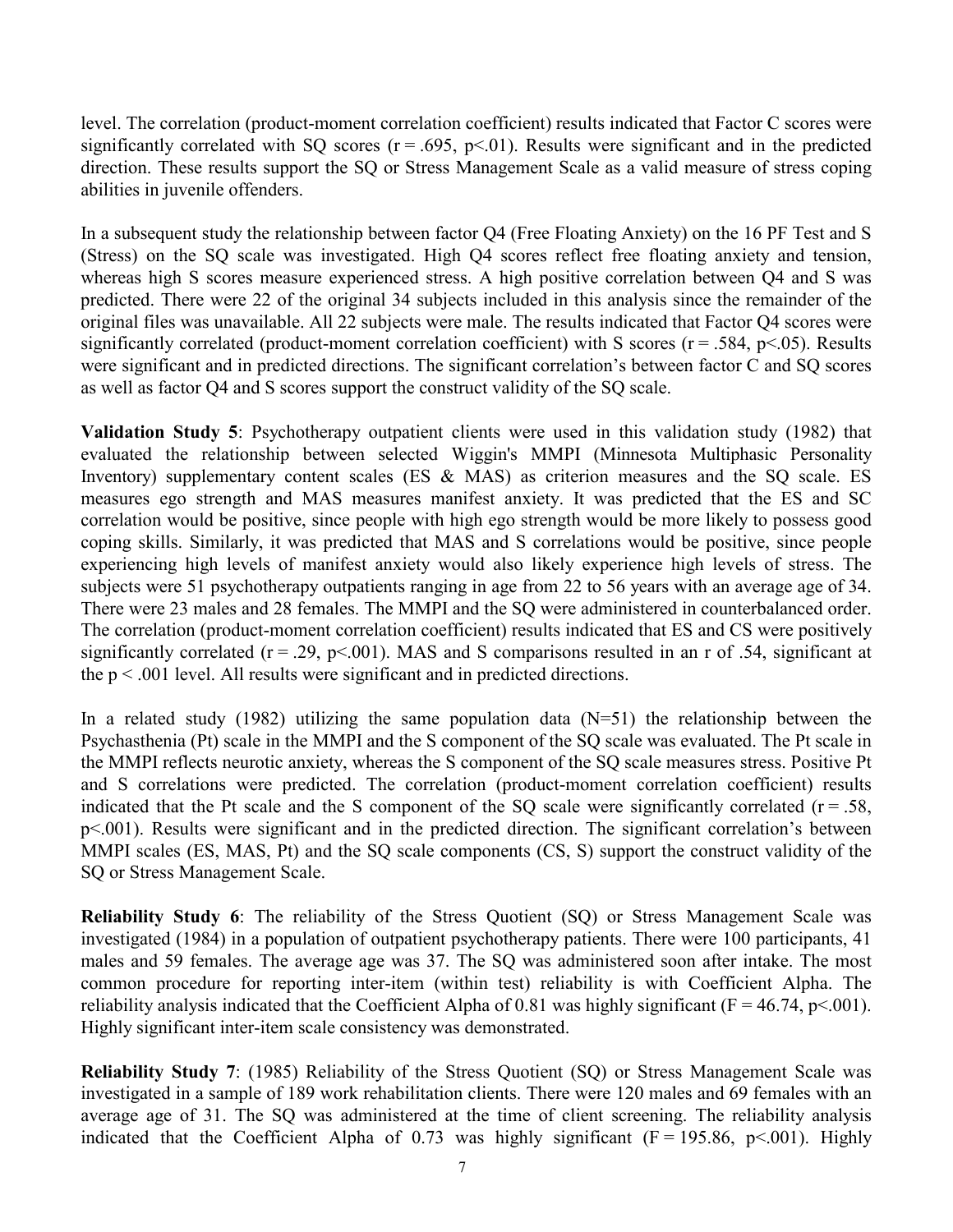level. The correlation (product-moment correlation coefficient) results indicated that Factor C scores were significantly correlated with SQ scores ($r = .695$, $p<.01$). Results were significant and in the predicted direction. These results support the SQ or Stress Management Scale as a valid measure of stress coping abilities in juvenile offenders.

In a subsequent study the relationship between factor Q4 (Free Floating Anxiety) on the 16 PF Test and S (Stress) on the SQ scale was investigated. High Q4 scores reflect free floating anxiety and tension, whereas high S scores measure experienced stress. A high positive correlation between Q4 and S was predicted. There were 22 of the original 34 subjects included in this analysis since the remainder of the original files was unavailable. All 22 subjects were male. The results indicated that Factor Q4 scores were significantly correlated (product-moment correlation coefficient) with S scores ($r = .584$, $p<.05$). Results were significant and in predicted directions. The significant correlation's between factor C and SQ scores as well as factor Q4 and S scores support the construct validity of the SQ scale.

**Validation Study 5**: Psychotherapy outpatient clients were used in this validation study (1982) that evaluated the relationship between selected Wiggin's MMPI (Minnesota Multiphasic Personality Inventory) supplementary content scales (ES & MAS) as criterion measures and the SQ scale. ES measures ego strength and MAS measures manifest anxiety. It was predicted that the ES and SC correlation would be positive, since people with high ego strength would be more likely to possess good coping skills. Similarly, it was predicted that MAS and S correlations would be positive, since people experiencing high levels of manifest anxiety would also likely experience high levels of stress. The subjects were 51 psychotherapy outpatients ranging in age from 22 to 56 years with an average age of 34. There were 23 males and 28 females. The MMPI and the SQ were administered in counterbalanced order. The correlation (product-moment correlation coefficient) results indicated that ES and CS were positively significantly correlated ($r = .29$, $p<.001$). MAS and S comparisons resulted in an r of .54, significant at the $p < .001$ level. All results were significant and in predicted directions.

In a related study (1982) utilizing the same population data (N=51) the relationship between the Psychasthenia (Pt) scale in the MMPI and the S component of the SQ scale was evaluated. The Pt scale in the MMPI reflects neurotic anxiety, whereas the S component of the SQ scale measures stress. Positive Pt and S correlations were predicted. The correlation (product-moment correlation coefficient) results indicated that the Pt scale and the S component of the SQ scale were significantly correlated ($r = .58$, $p<.001$). Results were significant and in the predicted direction. The significant correlation's between MMPI scales (ES, MAS, Pt) and the SQ scale components (CS, S) support the construct validity of the SQ or Stress Management Scale.

**Reliability Study 6**: The reliability of the Stress Quotient (SQ) or Stress Management Scale was investigated (1984) in a population of outpatient psychotherapy patients. There were 100 participants, 41 males and 59 females. The average age was 37. The SQ was administered soon after intake. The most common procedure for reporting inter-item (within test) reliability is with Coefficient Alpha. The reliability analysis indicated that the Coefficient Alpha of 0.81 was highly significant ($F = 46.74$, $p<.001$). Highly significant inter-item scale consistency was demonstrated.

**Reliability Study 7**: (1985) Reliability of the Stress Quotient (SQ) or Stress Management Scale was investigated in a sample of 189 work rehabilitation clients. There were 120 males and 69 females with an average age of 31. The SQ was administered at the time of client screening. The reliability analysis indicated that the Coefficient Alpha of 0.73 was highly significant ($F = 195.86$, $p<.001$). Highly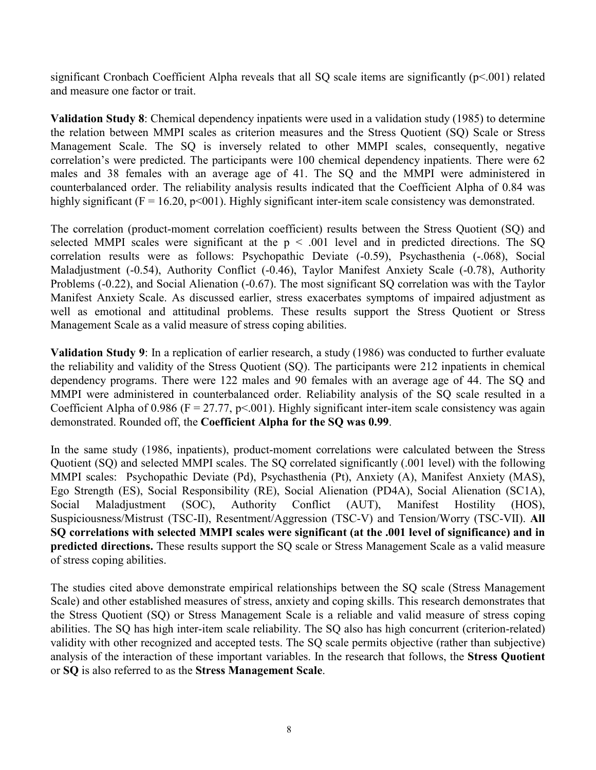significant Cronbach Coefficient Alpha reveals that all SQ scale items are significantly ($p<.001$) related and measure one factor or trait.

**Validation Study 8**: Chemical dependency inpatients were used in a validation study (1985) to determine the relation between MMPI scales as criterion measures and the Stress Quotient (SQ) Scale or Stress Management Scale. The SQ is inversely related to other MMPI scales, consequently, negative correlation's were predicted. The participants were 100 chemical dependency inpatients. There were 62 males and 38 females with an average age of 41. The SQ and the MMPI were administered in counterbalanced order. The reliability analysis results indicated that the Coefficient Alpha of 0.84 was highly significant ($F = 16.20$, p<001). Highly significant inter-item scale consistency was demonstrated.

The correlation (product-moment correlation coefficient) results between the Stress Quotient (SQ) and selected MMPI scales were significant at the $p < .001$ level and in predicted directions. The SQ correlation results were as follows: Psychopathic Deviate (-0.59), Psychasthenia (-.068), Social Maladjustment (-0.54), Authority Conflict (-0.46), Taylor Manifest Anxiety Scale (-0.78), Authority Problems (-0.22), and Social Alienation (-0.67). The most significant SQ correlation was with the Taylor Manifest Anxiety Scale. As discussed earlier, stress exacerbates symptoms of impaired adjustment as well as emotional and attitudinal problems. These results support the Stress Quotient or Stress Management Scale as a valid measure of stress coping abilities.

**Validation Study 9**: In a replication of earlier research, a study (1986) was conducted to further evaluate the reliability and validity of the Stress Quotient (SQ). The participants were 212 inpatients in chemical dependency programs. There were 122 males and 90 females with an average age of 44. The SQ and MMPI were administered in counterbalanced order. Reliability analysis of the SQ scale resulted in a Coefficient Alpha of 0.986 ($F = 27.77$, $p<.001$). Highly significant inter-item scale consistency was again demonstrated. Rounded off, the **Coefficient Alpha for the SQ was 0.99**.

In the same study (1986, inpatients), product-moment correlations were calculated between the Stress Quotient (SQ) and selected MMPI scales. The SQ correlated significantly (.001 level) with the following MMPI scales: Psychopathic Deviate (Pd), Psychasthenia (Pt), Anxiety (A), Manifest Anxiety (MAS), Ego Strength (ES), Social Responsibility (RE), Social Alienation (PD4A), Social Alienation (SC1A), Social Maladjustment (SOC), Authority Conflict (AUT), Manifest Hostility (HOS), Suspiciousness/Mistrust (TSC-II), Resentment/Aggression (TSC-V) and Tension/Worry (TSC-VII). **All SQ correlations with selected MMPI scales were significant (at the .001 level of significance) and in predicted directions.** These results support the SQ scale or Stress Management Scale as a valid measure of stress coping abilities.

The studies cited above demonstrate empirical relationships between the SQ scale (Stress Management Scale) and other established measures of stress, anxiety and coping skills. This research demonstrates that the Stress Quotient (SQ) or Stress Management Scale is a reliable and valid measure of stress coping abilities. The SQ has high inter-item scale reliability. The SQ also has high concurrent (criterion-related) validity with other recognized and accepted tests. The SQ scale permits objective (rather than subjective) analysis of the interaction of these important variables. In the research that follows, the **Stress Quotient** or **SQ** is also referred to as the **Stress Management Scale**.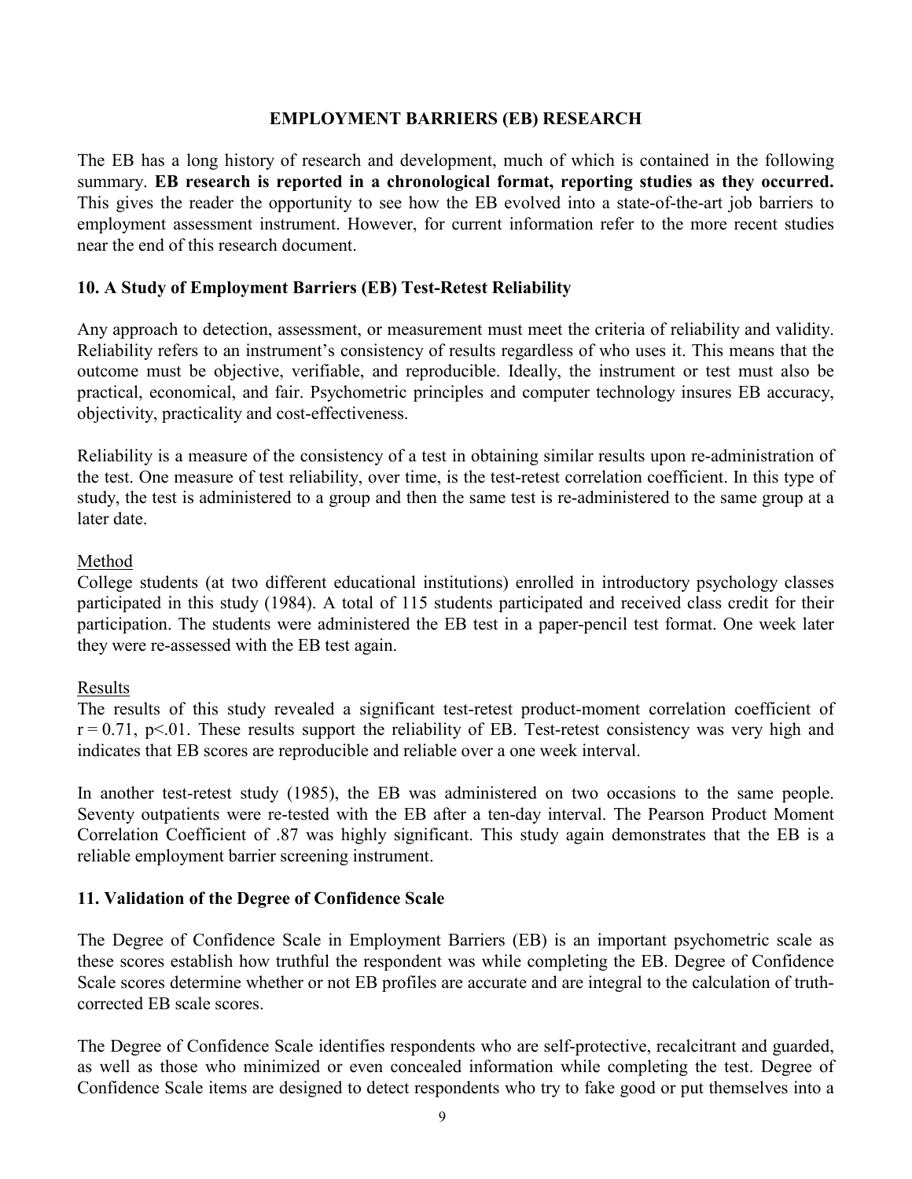## EMPLOYMENT BARRIERS (EB) RESEARCH

The EB has a long history of research and development, much of which is contained in the following summary. **EB research is reported in a chronological format, reporting studies as they occurred.** This gives the reader the opportunity to see how the EB evolved into a state-of-the-art job barriers to employment assessment instrument. However, for current information refer to the more recent studies near the end of this research document.

### 10. A Study of Employment Barriers (EB) Test-Retest Reliability

Any approach to detection, assessment, or measurement must meet the criteria of reliability and validity. Reliability refers to an instrument's consistency of results regardless of who uses it. This means that the outcome must be objective, verifiable, and reproducible. Ideally, the instrument or test must also be practical, economical, and fair. Psychometric principles and computer technology insures EB accuracy, objectivity, practicality and cost-effectiveness.

Reliability is a measure of the consistency of a test in obtaining similar results upon re-administration of the test. One measure of test reliability, over time, is the test-retest correlation coefficient. In this type of study, the test is administered to a group and then the same test is re-administered to the same group at a later date.

Method

College students (at two different educational institutions) enrolled in introductory psychology classes participated in this study (1984). A total of 115 students participated and received class credit for their participation. The students were administered the EB test in a paper-pencil test format. One week later they were re-assessed with the EB test again.

Results

The results of this study revealed a significant test-retest product-moment correlation coefficient of $r = 0.71$, $p<.01$. These results support the reliability of EB. Test-retest consistency was very high and indicates that EB scores are reproducible and reliable over a one week interval.

In another test-retest study (1985), the EB was administered on two occasions to the same people. Seventy outpatients were re-tested with the EB after a ten-day interval. The Pearson Product Moment Correlation Coefficient of .87 was highly significant. This study again demonstrates that the EB is a reliable employment barrier screening instrument.

### 11. Validation of the Degree of Confidence Scale

The Degree of Confidence Scale in Employment Barriers (EB) is an important psychometric scale as these scores establish how truthful the respondent was while completing the EB. Degree of Confidence Scale scores determine whether or not EB profiles are accurate and are integral to the calculation of truth-corrected EB scale scores.

The Degree of Confidence Scale identifies respondents who are self-protective, recalcitrant and guarded, as well as those who minimized or even concealed information while completing the test. Degree of Confidence Scale items are designed to detect respondents who try to fake good or put themselves into a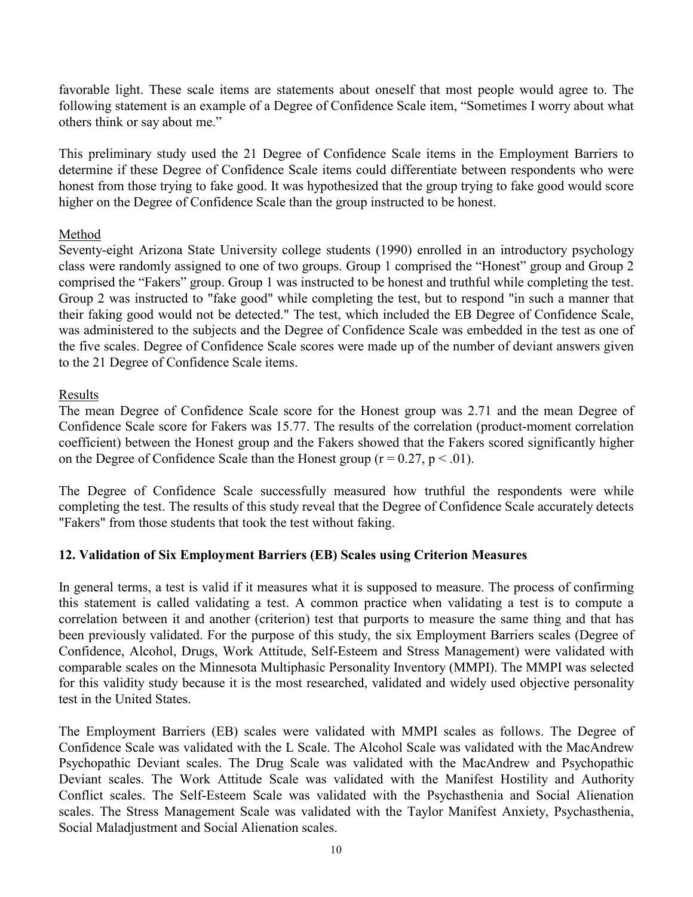favorable light. These scale items are statements about oneself that most people would agree to. The following statement is an example of a Degree of Confidence Scale item, "Sometimes I worry about what others think or say about me."

This preliminary study used the 21 Degree of Confidence Scale items in the Employment Barriers to determine if these Degree of Confidence Scale items could differentiate between respondents who were honest from those trying to fake good. It was hypothesized that the group trying to fake good would score higher on the Degree of Confidence Scale than the group instructed to be honest.

Method

Seventy-eight Arizona State University college students (1990) enrolled in an introductory psychology class were randomly assigned to one of two groups. Group 1 comprised the "Honest" group and Group 2 comprised the "Fakers" group. Group 1 was instructed to be honest and truthful while completing the test. Group 2 was instructed to "fake good" while completing the test, but to respond "in such a manner that their faking good would not be detected." The test, which included the EB Degree of Confidence Scale, was administered to the subjects and the Degree of Confidence Scale was embedded in the test as one of the five scales. Degree of Confidence Scale scores were made up of the number of deviant answers given to the 21 Degree of Confidence Scale items.

Results

The mean Degree of Confidence Scale score for the Honest group was 2.71 and the mean Degree of Confidence Scale score for Fakers was 15.77. The results of the correlation (product-moment correlation coefficient) between the Honest group and the Fakers showed that the Fakers scored significantly higher on the Degree of Confidence Scale than the Honest group ($r = 0.27$, $p < .01$).

The Degree of Confidence Scale successfully measured how truthful the respondents were while completing the test. The results of this study reveal that the Degree of Confidence Scale accurately detects "Fakers" from those students that took the test without faking.

## 12. Validation of Six Employment Barriers (EB) Scales using Criterion Measures

In general terms, a test is valid if it measures what it is supposed to measure. The process of confirming this statement is called validating a test. A common practice when validating a test is to compute a correlation between it and another (criterion) test that purports to measure the same thing and that has been previously validated. For the purpose of this study, the six Employment Barriers scales (Degree of Confidence, Alcohol, Drugs, Work Attitude, Self-Esteem and Stress Management) were validated with comparable scales on the Minnesota Multiphasic Personality Inventory (MMPI). The MMPI was selected for this validity study because it is the most researched, validated and widely used objective personality test in the United States.

The Employment Barriers (EB) scales were validated with MMPI scales as follows. The Degree of Confidence Scale was validated with the L Scale. The Alcohol Scale was validated with the MacAndrew Psychopathic Deviant scales. The Drug Scale was validated with the MacAndrew and Psychopathic Deviant scales. The Work Attitude Scale was validated with the Manifest Hostility and Authority Conflict scales. The Self-Esteem Scale was validated with the Psychasthenia and Social Alienation scales. The Stress Management Scale was validated with the Taylor Manifest Anxiety, Psychasthenia, Social Maladjustment and Social Alienation scales.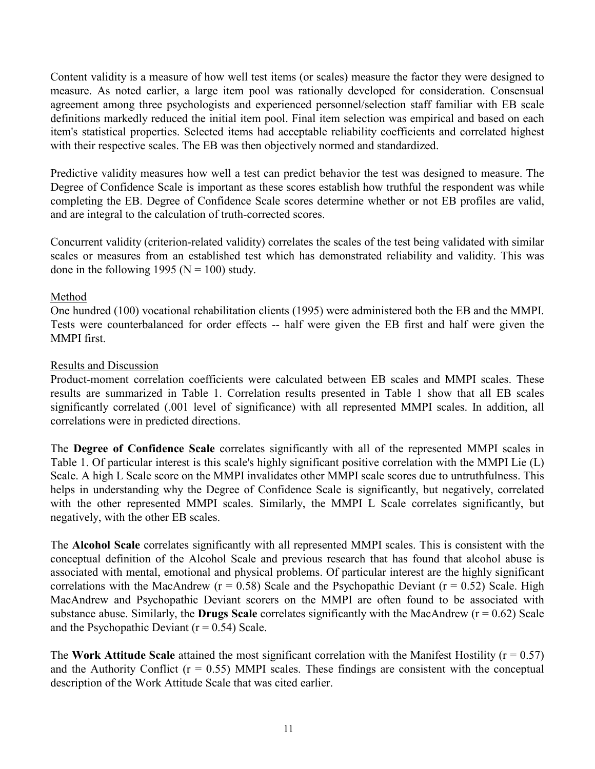Content validity is a measure of how well test items (or scales) measure the factor they were designed to measure. As noted earlier, a large item pool was rationally developed for consideration. Consensual agreement among three psychologists and experienced personnel/selection staff familiar with EB scale definitions markedly reduced the initial item pool. Final item selection was empirical and based on each item's statistical properties. Selected items had acceptable reliability coefficients and correlated highest with their respective scales. The EB was then objectively normed and standardized.

Predictive validity measures how well a test can predict behavior the test was designed to measure. The Degree of Confidence Scale is important as these scores establish how truthful the respondent was while completing the EB. Degree of Confidence Scale scores determine whether or not EB profiles are valid, and are integral to the calculation of truth-corrected scores.

Concurrent validity (criterion-related validity) correlates the scales of the test being validated with similar scales or measures from an established test which has demonstrated reliability and validity. This was done in the following 1995 (N = 100) study.

Method

One hundred (100) vocational rehabilitation clients (1995) were administered both the EB and the MMPI. Tests were counterbalanced for order effects -- half were given the EB first and half were given the MMPI first.

Results and Discussion

Product-moment correlation coefficients were calculated between EB scales and MMPI scales. These results are summarized in Table 1. Correlation results presented in Table 1 show that all EB scales significantly correlated (.001 level of significance) with all represented MMPI scales. In addition, all correlations were in predicted directions.

The **Degree of Confidence Scale** correlates significantly with all of the represented MMPI scales in Table 1. Of particular interest is this scale's highly significant positive correlation with the MMPI Lie (L) Scale. A high L Scale score on the MMPI invalidates other MMPI scale scores due to untruthfulness. This helps in understanding why the Degree of Confidence Scale is significantly, but negatively, correlated with the other represented MMPI scales. Similarly, the MMPI L Scale correlates significantly, but negatively, with the other EB scales.

The **Alcohol Scale** correlates significantly with all represented MMPI scales. This is consistent with the conceptual definition of the Alcohol Scale and previous research that has found that alcohol abuse is associated with mental, emotional and physical problems. Of particular interest are the highly significant correlations with the MacAndrew ($r = 0.58$) Scale and the Psychopathic Deviant ($r = 0.52$) Scale. High MacAndrew and Psychopathic Deviant scorers on the MMPI are often found to be associated with substance abuse. Similarly, the **Drugs Scale** correlates significantly with the MacAndrew ($r = 0.62$) Scale and the Psychopathic Deviant ($r = 0.54$) Scale.

The **Work Attitude Scale** attained the most significant correlation with the Manifest Hostility ($r = 0.57$) and the Authority Conflict ($r = 0.55$) MMPI scales. These findings are consistent with the conceptual description of the Work Attitude Scale that was cited earlier.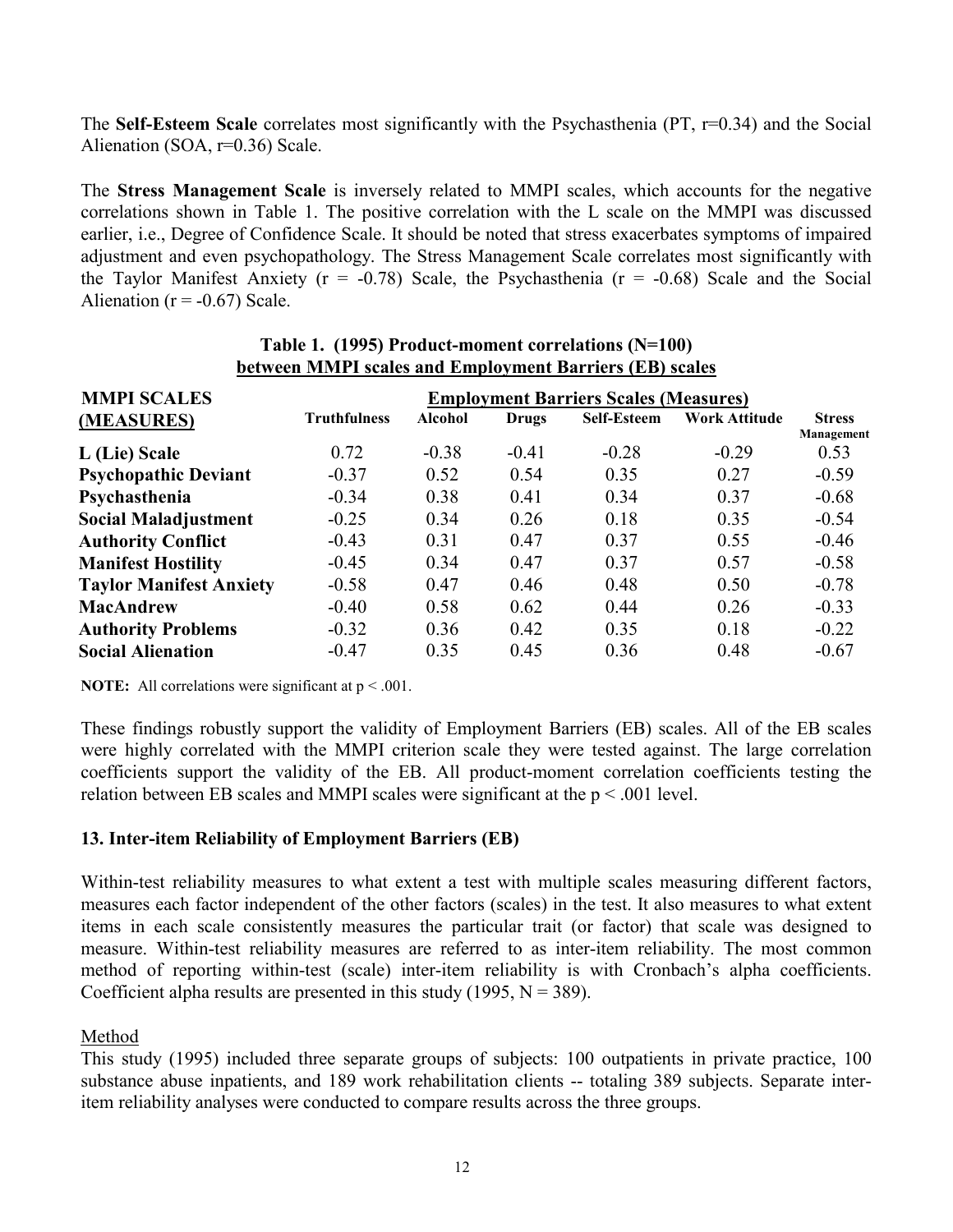The **Self-Esteem Scale** correlates most significantly with the Psychasthenia (PT, r=0.34) and the Social Alienation (SOA, r=0.36) Scale.

The **Stress Management Scale** is inversely related to MMPI scales, which accounts for the negative correlations shown in Table 1. The positive correlation with the L scale on the MMPI was discussed earlier, i.e., Degree of Confidence Scale. It should be noted that stress exacerbates symptoms of impaired adjustment and even psychopathology. The Stress Management Scale correlates most significantly with the Taylor Manifest Anxiety (r = -0.78) Scale, the Psychasthenia (r = -0.68) Scale and the Social Alienation (r = -0.67) Scale.

**Table 1. (1995) Product-moment correlations (N=100) between MMPI scales and Employment Barriers (EB) scales**

| MMPI SCALES (MEASURES) | Employment Barriers Scales (Measures) | | | | | |
|---|---|---|---|---|---|---|
| | Truthfulness | Alcohol | Drugs | Self-Esteem | Work Attitude | Stress Management |
| **L (Lie) Scale** | 0.72 | -0.38 | -0.41 | -0.28 | -0.29 | 0.53 |
| **Psychopathic Deviant** | -0.37 | 0.52 | 0.54 | 0.35 | 0.27 | -0.59 |
| **Psychasthenia** | -0.34 | 0.38 | 0.41 | 0.34 | 0.37 | -0.68 |
| **Social Maladjustment** | -0.25 | 0.34 | 0.26 | 0.18 | 0.35 | -0.54 |
| **Authority Conflict** | -0.43 | 0.31 | 0.47 | 0.37 | 0.55 | -0.46 |
| **Manifest Hostility** | -0.45 | 0.34 | 0.47 | 0.37 | 0.57 | -0.58 |
| **Taylor Manifest Anxiety** | -0.58 | 0.47 | 0.46 | 0.48 | 0.50 | -0.78 |
| **MacAndrew** | -0.40 | 0.58 | 0.62 | 0.44 | 0.26 | -0.33 |
| **Authority Problems** | -0.32 | 0.36 | 0.42 | 0.35 | 0.18 | -0.22 |
| **Social Alienation** | -0.47 | 0.35 | 0.45 | 0.36 | 0.48 | -0.67 |

**NOTE:** All correlations were significant at $p < .001$.

These findings robustly support the validity of Employment Barriers (EB) scales. All of the EB scales were highly correlated with the MMPI criterion scale they were tested against. The large correlation coefficients support the validity of the EB. All product-moment correlation coefficients testing the relation between EB scales and MMPI scales were significant at the $p < .001$ level.

## 13. Inter-item Reliability of Employment Barriers (EB)

Within-test reliability measures to what extent a test with multiple scales measuring different factors, measures each factor independent of the other factors (scales) in the test. It also measures to what extent items in each scale consistently measures the particular trait (or factor) that scale was designed to measure. Within-test reliability measures are referred to as inter-item reliability. The most common method of reporting within-test (scale) inter-item reliability is with Cronbach's alpha coefficients. Coefficient alpha results are presented in this study (1995, N = 389).

Method

This study (1995) included three separate groups of subjects: 100 outpatients in private practice, 100 substance abuse inpatients, and 189 work rehabilitation clients -- totaling 389 subjects. Separate inter-item reliability analyses were conducted to compare results across the three groups.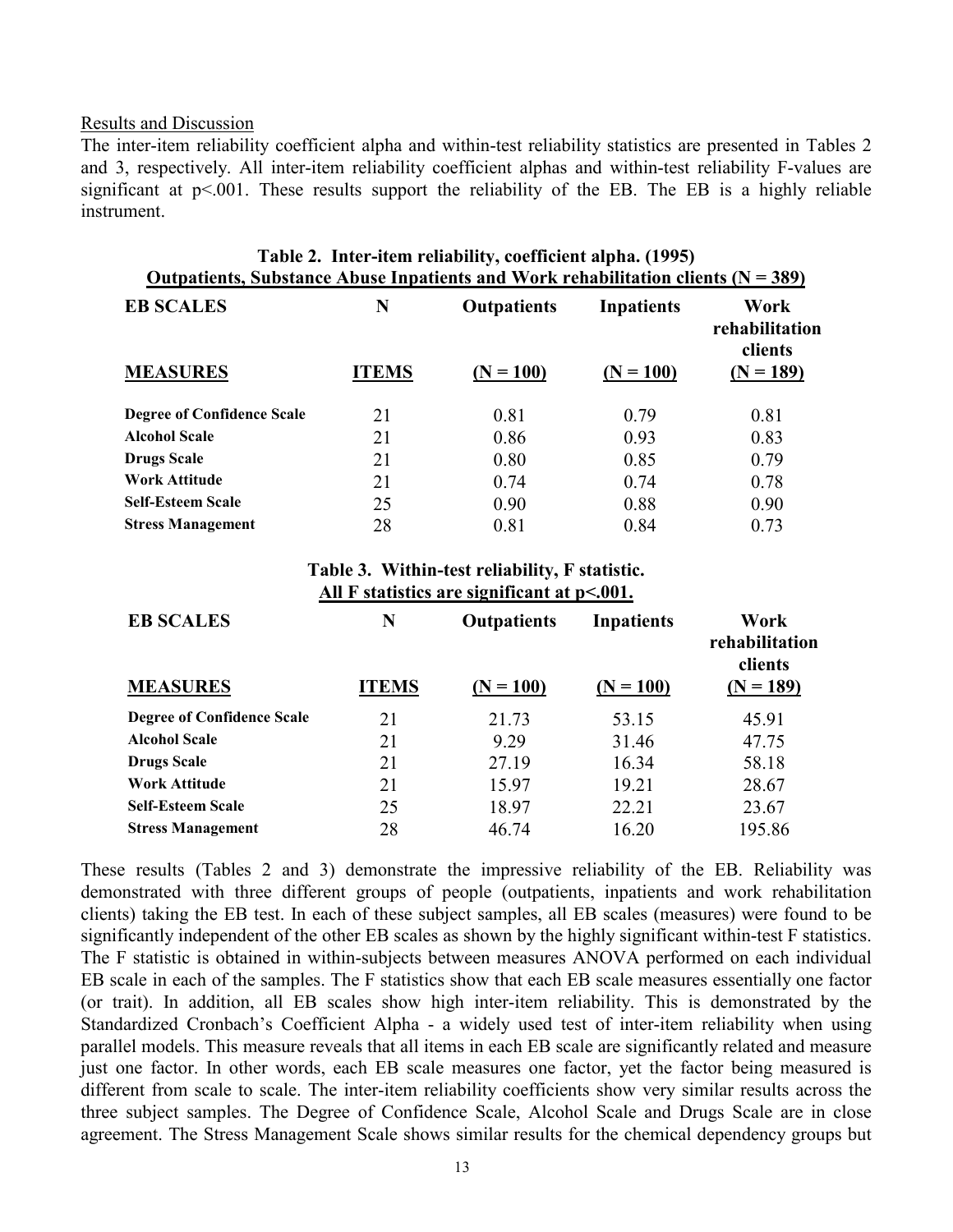Results and Discussion

The inter-item reliability coefficient alpha and within-test reliability statistics are presented in Tables 2 and 3, respectively. All inter-item reliability coefficient alphas and within-test reliability F-values are significant at $p<.001$. These results support the reliability of the EB. The EB is a highly reliable instrument.

**Table 2. Inter-item reliability, coefficient alpha. (1995)**
**Outpatients, Substance Abuse Inpatients and Work rehabilitation clients (N = 389)**

| EB SCALES | N | Outpatients | Inpatients | Work rehabilitation clients |
|---|---|---|---|---|
| **MEASURES** | **ITEMS** | **(N = 100)** | **(N = 100)** | **(N = 189)** |
| **Degree of Confidence Scale** | 21 | 0.81 | 0.79 | 0.81 |
| **Alcohol Scale** | 21 | 0.86 | 0.93 | 0.83 |
| **Drugs Scale** | 21 | 0.80 | 0.85 | 0.79 |
| **Work Attitude** | 21 | 0.74 | 0.74 | 0.78 |
| **Self-Esteem Scale** | 25 | 0.90 | 0.88 | 0.90 |
| **Stress Management** | 28 | 0.81 | 0.84 | 0.73 |

**Table 3. Within-test reliability, F statistic.**
**All F statistics are significant at p<.001.**

| EB SCALES | N | Outpatients | Inpatients | Work rehabilitation clients |
|---|---|---|---|---|
| **MEASURES** | **ITEMS** | **(N = 100)** | **(N = 100)** | **(N = 189)** |
| **Degree of Confidence Scale** | 21 | 21.73 | 53.15 | 45.91 |
| **Alcohol Scale** | 21 | 9.29 | 31.46 | 47.75 |
| **Drugs Scale** | 21 | 27.19 | 16.34 | 58.18 |
| **Work Attitude** | 21 | 15.97 | 19.21 | 28.67 |
| **Self-Esteem Scale** | 25 | 18.97 | 22.21 | 23.67 |
| **Stress Management** | 28 | 46.74 | 16.20 | 195.86 |

These results (Tables 2 and 3) demonstrate the impressive reliability of the EB. Reliability was demonstrated with three different groups of people (outpatients, inpatients and work rehabilitation clients) taking the EB test. In each of these subject samples, all EB scales (measures) were found to be significantly independent of the other EB scales as shown by the highly significant within-test F statistics. The F statistic is obtained in within-subjects between measures ANOVA performed on each individual EB scale in each of the samples. The F statistics show that each EB scale measures essentially one factor (or trait). In addition, all EB scales show high inter-item reliability. This is demonstrated by the Standardized Cronbach's Coefficient Alpha - a widely used test of inter-item reliability when using parallel models. This measure reveals that all items in each EB scale are significantly related and measure just one factor. In other words, each EB scale measures one factor, yet the factor being measured is different from scale to scale. The inter-item reliability coefficients show very similar results across the three subject samples. The Degree of Confidence Scale, Alcohol Scale and Drugs Scale are in close agreement. The Stress Management Scale shows similar results for the chemical dependency groups but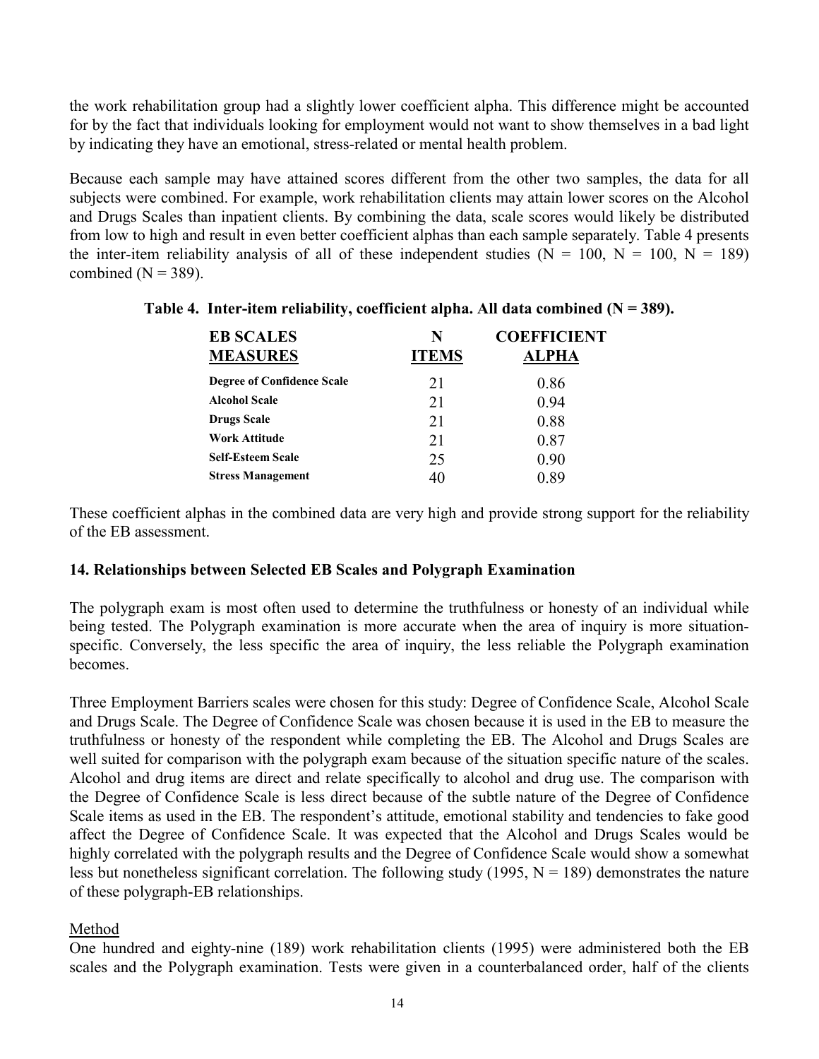the work rehabilitation group had a slightly lower coefficient alpha. This difference might be accounted for by the fact that individuals looking for employment would not want to show themselves in a bad light by indicating they have an emotional, stress-related or mental health problem.

Because each sample may have attained scores different from the other two samples, the data for all subjects were combined. For example, work rehabilitation clients may attain lower scores on the Alcohol and Drugs Scales than inpatient clients. By combining the data, scale scores would likely be distributed from low to high and result in even better coefficient alphas than each sample separately. Table 4 presents the inter-item reliability analysis of all of these independent studies (N = 100, N = 100, N = 189) combined (N = 389).

**Table 4. Inter-item reliability, coefficient alpha. All data combined (N = 389).**

| EB SCALES MEASURES | N ITEMS | COEFFICIENT ALPHA |
|---|---|---|
| **Degree of Confidence Scale** | 21 | 0.86 |
| **Alcohol Scale** | 21 | 0.94 |
| **Drugs Scale** | 21 | 0.88 |
| **Work Attitude** | 21 | 0.87 |
| **Self-Esteem Scale** | 25 | 0.90 |
| **Stress Management** | 40 | 0.89 |

These coefficient alphas in the combined data are very high and provide strong support for the reliability of the EB assessment.

## 14. Relationships between Selected EB Scales and Polygraph Examination

The polygraph exam is most often used to determine the truthfulness or honesty of an individual while being tested. The Polygraph examination is more accurate when the area of inquiry is more situation-specific. Conversely, the less specific the area of inquiry, the less reliable the Polygraph examination becomes.

Three Employment Barriers scales were chosen for this study: Degree of Confidence Scale, Alcohol Scale and Drugs Scale. The Degree of Confidence Scale was chosen because it is used in the EB to measure the truthfulness or honesty of the respondent while completing the EB. The Alcohol and Drugs Scales are well suited for comparison with the polygraph exam because of the situation specific nature of the scales. Alcohol and drug items are direct and relate specifically to alcohol and drug use. The comparison with the Degree of Confidence Scale is less direct because of the subtle nature of the Degree of Confidence Scale items as used in the EB. The respondent's attitude, emotional stability and tendencies to fake good affect the Degree of Confidence Scale. It was expected that the Alcohol and Drugs Scales would be highly correlated with the polygraph results and the Degree of Confidence Scale would show a somewhat less but nonetheless significant correlation. The following study (1995, N = 189) demonstrates the nature of these polygraph-EB relationships.

Method

One hundred and eighty-nine (189) work rehabilitation clients (1995) were administered both the EB scales and the Polygraph examination. Tests were given in a counterbalanced order, half of the clients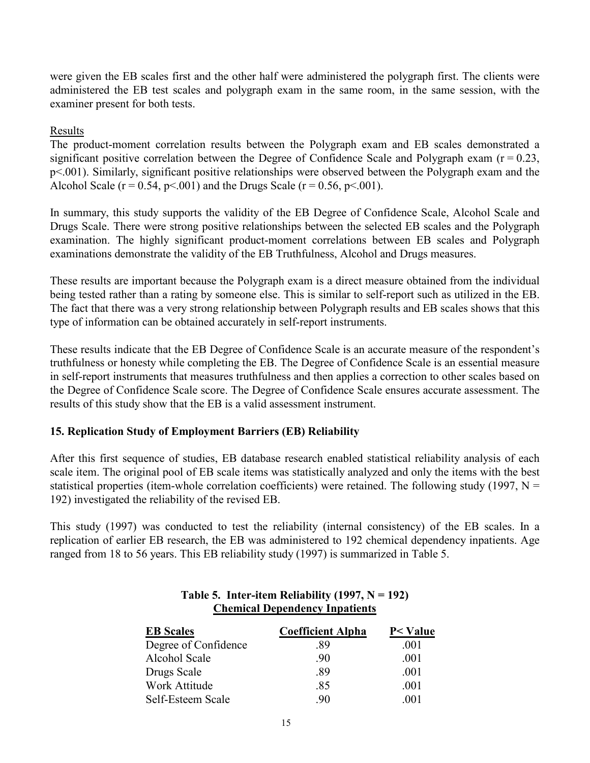were given the EB scales first and the other half were administered the polygraph first. The clients were administered the EB test scales and polygraph exam in the same room, in the same session, with the examiner present for both tests.

Results

The product-moment correlation results between the Polygraph exam and EB scales demonstrated a significant positive correlation between the Degree of Confidence Scale and Polygraph exam ($r = 0.23$, $p < .001$). Similarly, significant positive relationships were observed between the Polygraph exam and the Alcohol Scale ($r = 0.54$, $p < .001$) and the Drugs Scale ($r = 0.56$, $p < .001$).

In summary, this study supports the validity of the EB Degree of Confidence Scale, Alcohol Scale and Drugs Scale. There were strong positive relationships between the selected EB scales and the Polygraph examination. The highly significant product-moment correlations between EB scales and Polygraph examinations demonstrate the validity of the EB Truthfulness, Alcohol and Drugs measures.

These results are important because the Polygraph exam is a direct measure obtained from the individual being tested rather than a rating by someone else. This is similar to self-report such as utilized in the EB. The fact that there was a very strong relationship between Polygraph results and EB scales shows that this type of information can be obtained accurately in self-report instruments.

These results indicate that the EB Degree of Confidence Scale is an accurate measure of the respondent's truthfulness or honesty while completing the EB. The Degree of Confidence Scale is an essential measure in self-report instruments that measures truthfulness and then applies a correction to other scales based on the Degree of Confidence Scale score. The Degree of Confidence Scale ensures accurate assessment. The results of this study show that the EB is a valid assessment instrument.

### 15. Replication Study of Employment Barriers (EB) Reliability

After this first sequence of studies, EB database research enabled statistical reliability analysis of each scale item. The original pool of EB scale items was statistically analyzed and only the items with the best statistical properties (item-whole correlation coefficients) were retained. The following study (1997, $N = 192$) investigated the reliability of the revised EB.

This study (1997) was conducted to test the reliability (internal consistency) of the EB scales. In a replication of earlier EB research, the EB was administered to 192 chemical dependency inpatients. Age ranged from 18 to 56 years. This EB reliability study (1997) is summarized in Table 5.

**Table 5. Inter-item Reliability (1997, N = 192)**
**Chemical Dependency Inpatients**

| EB Scales | Coefficient Alpha | P< Value |
|---|---|---|
| Degree of Confidence | .89 | .001 |
| Alcohol Scale | .90 | .001 |
| Drugs Scale | .89 | .001 |
| Work Attitude | .85 | .001 |
| Self-Esteem Scale | .90 | .001 |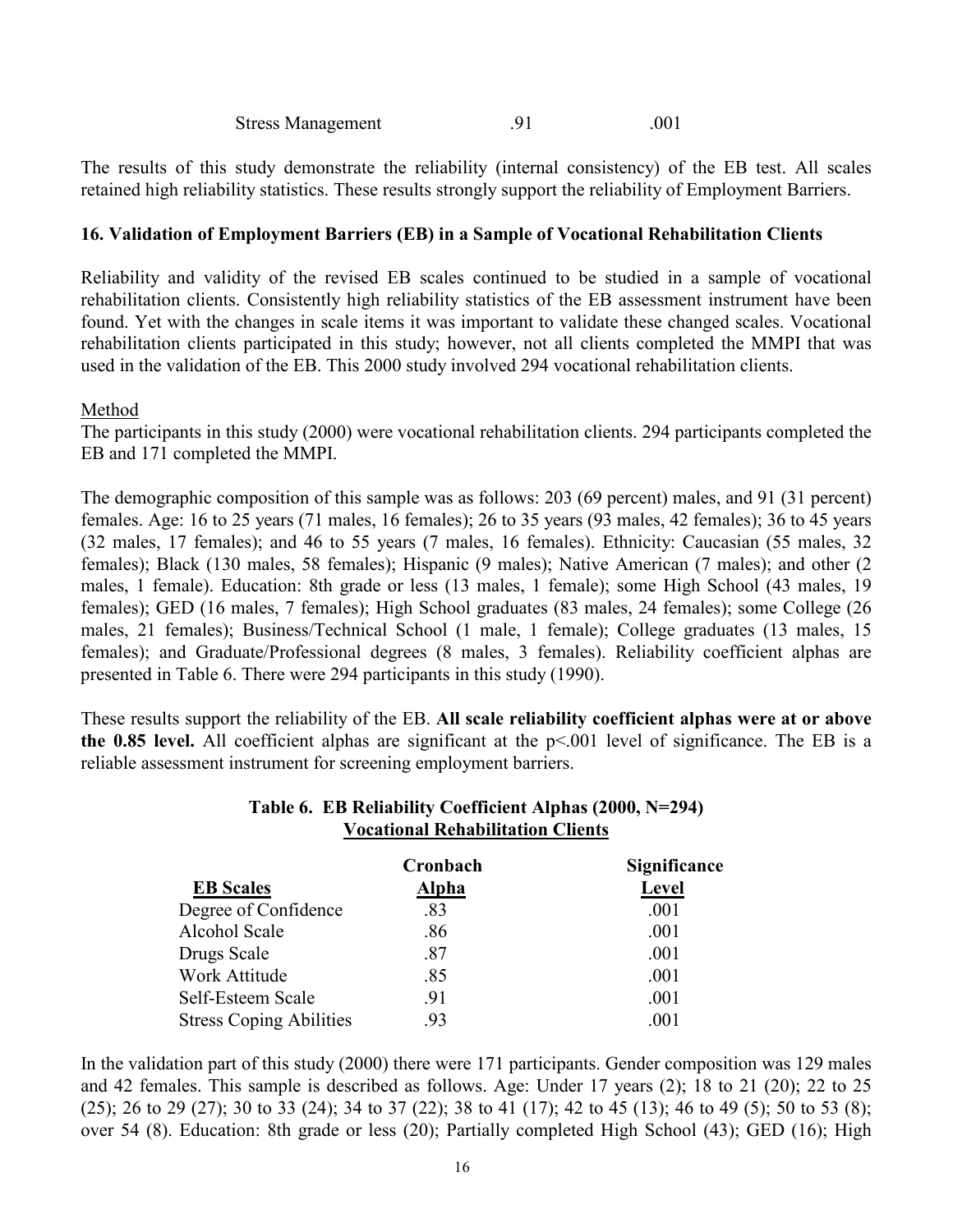| | | |
|---|---|---|
| Stress Management | .91 | .001 |

The results of this study demonstrate the reliability (internal consistency) of the EB test. All scales retained high reliability statistics. These results strongly support the reliability of Employment Barriers.

## 16. Validation of Employment Barriers (EB) in a Sample of Vocational Rehabilitation Clients

Reliability and validity of the revised EB scales continued to be studied in a sample of vocational rehabilitation clients. Consistently high reliability statistics of the EB assessment instrument have been found. Yet with the changes in scale items it was important to validate these changed scales. Vocational rehabilitation clients participated in this study; however, not all clients completed the MMPI that was used in the validation of the EB. This 2000 study involved 294 vocational rehabilitation clients.

Method

The participants in this study (2000) were vocational rehabilitation clients. 294 participants completed the EB and 171 completed the MMPI.

The demographic composition of this sample was as follows: 203 (69 percent) males, and 91 (31 percent) females. Age: 16 to 25 years (71 males, 16 females); 26 to 35 years (93 males, 42 females); 36 to 45 years (32 males, 17 females); and 46 to 55 years (7 males, 16 females). Ethnicity: Caucasian (55 males, 32 females); Black (130 males, 58 females); Hispanic (9 males); Native American (7 males); and other (2 males, 1 female). Education: 8th grade or less (13 males, 1 female); some High School (43 males, 19 females); GED (16 males, 7 females); High School graduates (83 males, 24 females); some College (26 males, 21 females); Business/Technical School (1 male, 1 female); College graduates (13 males, 15 females); and Graduate/Professional degrees (8 males, 3 females). Reliability coefficient alphas are presented in Table 6. There were 294 participants in this study (1990).

These results support the reliability of the EB. **All scale reliability coefficient alphas were at or above the 0.85 level.** All coefficient alphas are significant at the p<.001 level of significance. The EB is a reliable assessment instrument for screening employment barriers.

**Table 6. EB Reliability Coefficient Alphas (2000, N=294) Vocational Rehabilitation Clients**

| EB Scales | Cronbach Alpha | Significance Level |
|---|---|---|
| Degree of Confidence | .83 | .001 |
| Alcohol Scale | .86 | .001 |
| Drugs Scale | .87 | .001 |
| Work Attitude | .85 | .001 |
| Self-Esteem Scale | .91 | .001 |
| Stress Coping Abilities | .93 | .001 |

In the validation part of this study (2000) there were 171 participants. Gender composition was 129 males and 42 females. This sample is described as follows. Age: Under 17 years (2); 18 to 21 (20); 22 to 25 (25); 26 to 29 (27); 30 to 33 (24); 34 to 37 (22); 38 to 41 (17); 42 to 45 (13); 46 to 49 (5); 50 to 53 (8); over 54 (8). Education: 8th grade or less (20); Partially completed High School (43); GED (16); High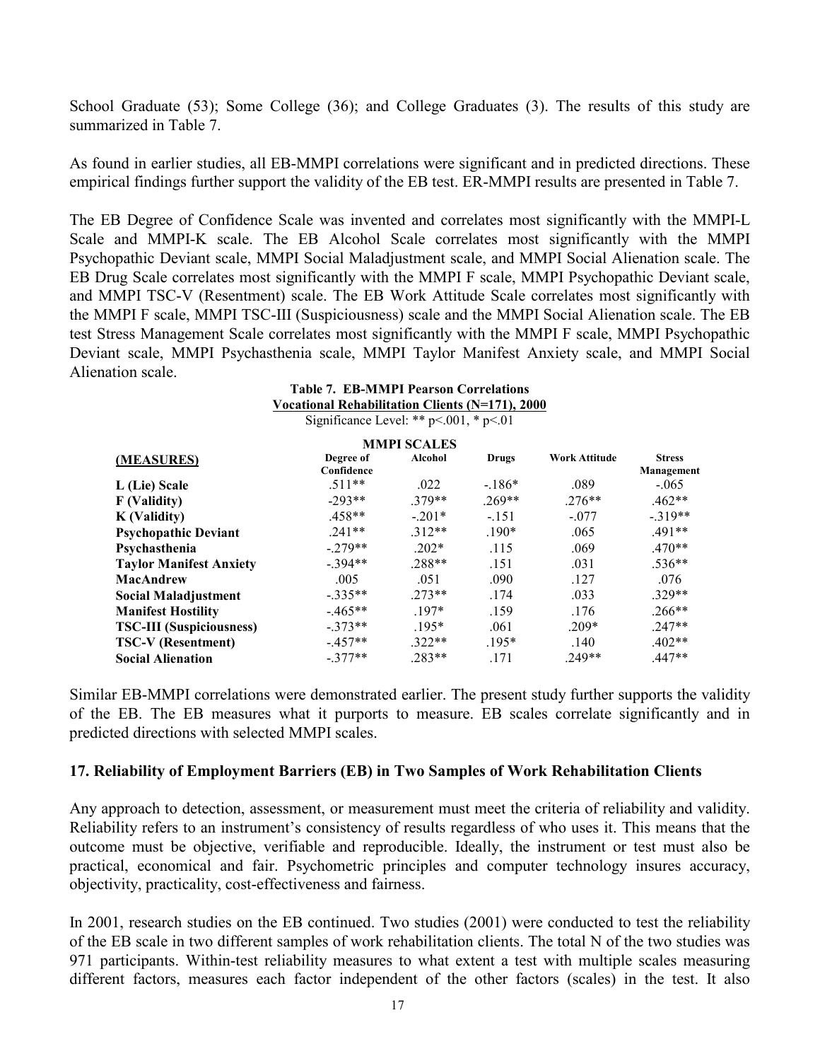School Graduate (53); Some College (36); and College Graduates (3). The results of this study are summarized in Table 7.

As found in earlier studies, all EB-MMPI correlations were significant and in predicted directions. These empirical findings further support the validity of the EB test. ER-MMPI results are presented in Table 7.

The EB Degree of Confidence Scale was invented and correlates most significantly with the MMPI-L Scale and MMPI-K scale. The EB Alcohol Scale correlates most significantly with the MMPI Psychopathic Deviant scale, MMPI Social Maladjustment scale, and MMPI Social Alienation scale. The EB Drug Scale correlates most significantly with the MMPI F scale, MMPI Psychopathic Deviant scale, and MMPI TSC-V (Resentment) scale. The EB Work Attitude Scale correlates most significantly with the MMPI F scale, MMPI TSC-III (Suspiciousness) scale and the MMPI Social Alienation scale. The EB test Stress Management Scale correlates most significantly with the MMPI F scale, MMPI Psychopathic Deviant scale, MMPI Psychasthenia scale, MMPI Taylor Manifest Anxiety scale, and MMPI Social Alienation scale.

**Table 7. EB-MMPI Pearson Correlations**
**Vocational Rehabilitation Clients (N=171), 2000**
Significance Level: ** p<.001, * p<.01

| | MMPI SCALES | | | | |
|---|---|---|---|---|---|
| **(MEASURES)** | **Degree of Confidence** | **Alcohol** | **Drugs** | **Work Attitude** | **Stress Management** |
| **L (Lie) Scale** | .511** | .022 | -.186* | .089 | -.065 |
| **F (Validity)** | -293** | .379** | .269** | .276** | .462** |
| **K (Validity)** | .458** | -.201* | -.151 | -.077 | -.319** |
| **Psychopathic Deviant** | .241** | .312** | .190* | .065 | .491** |
| **Psychasthenia** | -.279** | .202* | .115 | .069 | .470** |
| **Taylor Manifest Anxiety** | -.394** | .288** | .151 | .031 | .536** |
| **MacAndrew** | .005 | .051 | .090 | .127 | .076 |
| **Social Maladjustment** | -.335** | .273** | .174 | .033 | .329** |
| **Manifest Hostility** | -.465** | .197* | .159 | .176 | .266** |
| **TSC-III (Suspiciousness)** | -.373** | .195* | .061 | .209* | .247** |
| **TSC-V (Resentment)** | -.457** | .322** | .195* | .140 | .402** |
| **Social Alienation** | -.377** | .283** | .171 | .249** | .447** |

Similar EB-MMPI correlations were demonstrated earlier. The present study further supports the validity of the EB. The EB measures what it purports to measure. EB scales correlate significantly and in predicted directions with selected MMPI scales.

## 17. Reliability of Employment Barriers (EB) in Two Samples of Work Rehabilitation Clients

Any approach to detection, assessment, or measurement must meet the criteria of reliability and validity. Reliability refers to an instrument's consistency of results regardless of who uses it. This means that the outcome must be objective, verifiable and reproducible. Ideally, the instrument or test must also be practical, economical and fair. Psychometric principles and computer technology insures accuracy, objectivity, practicality, cost-effectiveness and fairness.

In 2001, research studies on the EB continued. Two studies (2001) were conducted to test the reliability of the EB scale in two different samples of work rehabilitation clients. The total N of the two studies was 971 participants. Within-test reliability measures to what extent a test with multiple scales measuring different factors, measures each factor independent of the other factors (scales) in the test. It also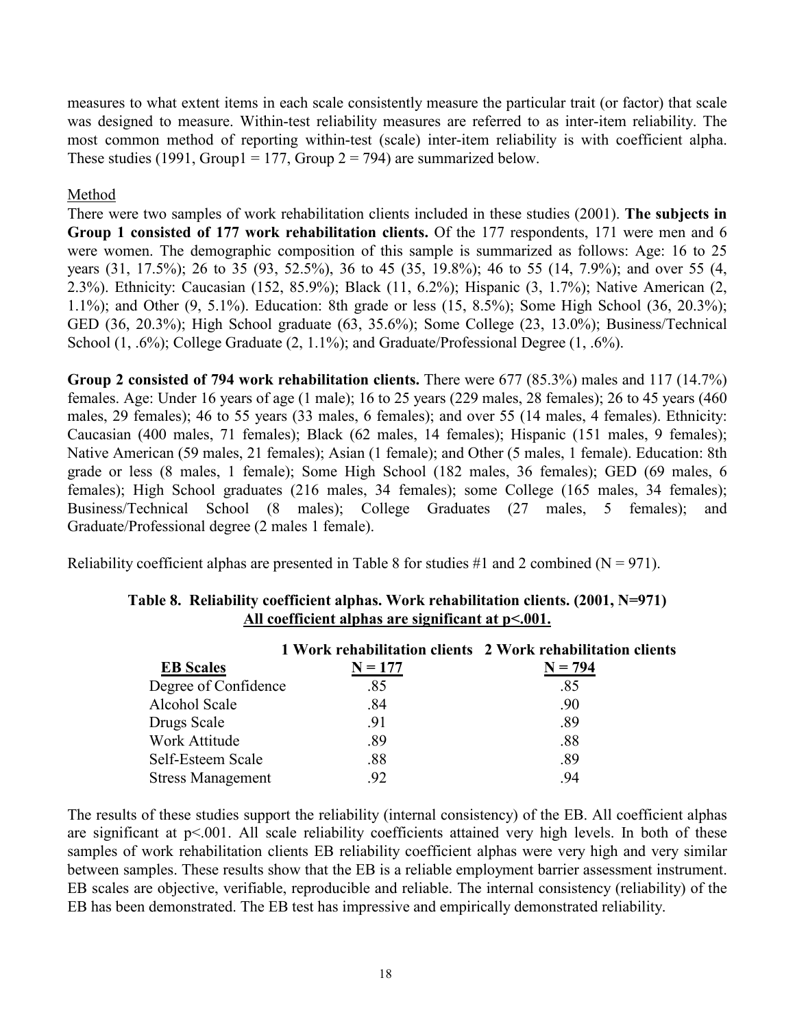measures to what extent items in each scale consistently measure the particular trait (or factor) that scale was designed to measure. Within-test reliability measures are referred to as inter-item reliability. The most common method of reporting within-test (scale) inter-item reliability is with coefficient alpha. These studies (1991, Group1 = 177, Group 2 = 794) are summarized below.

Method

There were two samples of work rehabilitation clients included in these studies (2001). **The subjects in Group 1 consisted of 177 work rehabilitation clients.** Of the 177 respondents, 171 were men and 6 were women. The demographic composition of this sample is summarized as follows: Age: 16 to 25 years (31, 17.5%); 26 to 35 (93, 52.5%), 36 to 45 (35, 19.8%); 46 to 55 (14, 7.9%); and over 55 (4, 2.3%). Ethnicity: Caucasian (152, 85.9%); Black (11, 6.2%); Hispanic (3, 1.7%); Native American (2, 1.1%); and Other (9, 5.1%). Education: 8th grade or less (15, 8.5%); Some High School (36, 20.3%); GED (36, 20.3%); High School graduate (63, 35.6%); Some College (23, 13.0%); Business/Technical School (1, .6%); College Graduate (2, 1.1%); and Graduate/Professional Degree (1, .6%).

**Group 2 consisted of 794 work rehabilitation clients.** There were 677 (85.3%) males and 117 (14.7%) females. Age: Under 16 years of age (1 male); 16 to 25 years (229 males, 28 females); 26 to 45 years (460 males, 29 females); 46 to 55 years (33 males, 6 females); and over 55 (14 males, 4 females). Ethnicity: Caucasian (400 males, 71 females); Black (62 males, 14 females); Hispanic (151 males, 9 females); Native American (59 males, 21 females); Asian (1 female); and Other (5 males, 1 female). Education: 8th grade or less (8 males, 1 female); Some High School (182 males, 36 females); GED (69 males, 6 females); High School graduates (216 males, 34 females); some College (165 males, 34 females); Business/Technical School (8 males); College Graduates (27 males, 5 females); and Graduate/Professional degree (2 males 1 female).

Reliability coefficient alphas are presented in Table 8 for studies #1 and 2 combined (N = 971).

**Table 8. Reliability coefficient alphas. Work rehabilitation clients. (2001, N=971)**
**All coefficient alphas are significant at p<.001.**

| EB Scales | 1 Work rehabilitation clients N = 177 | 2 Work rehabilitation clients N = 794 |
|---|---|---|
| Degree of Confidence | .85 | .85 |
| Alcohol Scale | .84 | .90 |
| Drugs Scale | .91 | .89 |
| Work Attitude | .89 | .88 |
| Self-Esteem Scale | .88 | .89 |
| Stress Management | .92 | .94 |

The results of these studies support the reliability (internal consistency) of the EB. All coefficient alphas are significant at p<.001. All scale reliability coefficients attained very high levels. In both of these samples of work rehabilitation clients EB reliability coefficient alphas were very high and very similar between samples. These results show that the EB is a reliable employment barrier assessment instrument. EB scales are objective, verifiable, reproducible and reliable. The internal consistency (reliability) of the EB has been demonstrated. The EB test has impressive and empirically demonstrated reliability.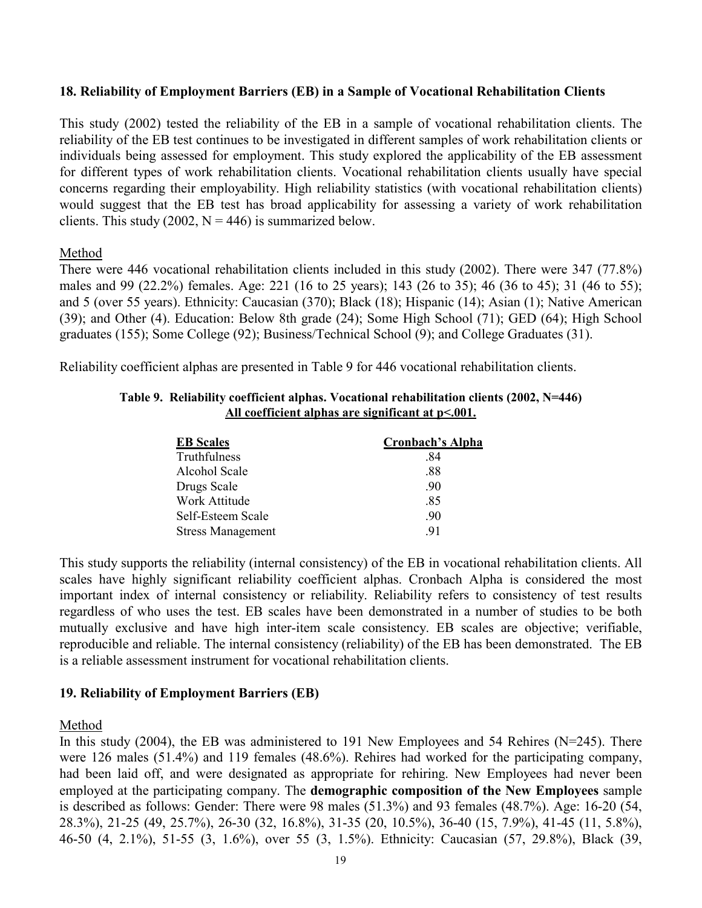## 18. Reliability of Employment Barriers (EB) in a Sample of Vocational Rehabilitation Clients

This study (2002) tested the reliability of the EB in a sample of vocational rehabilitation clients. The reliability of the EB test continues to be investigated in different samples of work rehabilitation clients or individuals being assessed for employment. This study explored the applicability of the EB assessment for different types of work rehabilitation clients. Vocational rehabilitation clients usually have special concerns regarding their employability. High reliability statistics (with vocational rehabilitation clients) would suggest that the EB test has broad applicability for assessing a variety of work rehabilitation clients. This study (2002, N = 446) is summarized below.

### Method

There were 446 vocational rehabilitation clients included in this study (2002). There were 347 (77.8%) males and 99 (22.2%) females. Age: 221 (16 to 25 years); 143 (26 to 35); 46 (36 to 45); 31 (46 to 55); and 5 (over 55 years). Ethnicity: Caucasian (370); Black (18); Hispanic (14); Asian (1); Native American (39); and Other (4). Education: Below 8th grade (24); Some High School (71); GED (64); High School graduates (155); Some College (92); Business/Technical School (9); and College Graduates (31).

Reliability coefficient alphas are presented in Table 9 for 446 vocational rehabilitation clients.

**Table 9. Reliability coefficient alphas. Vocational rehabilitation clients (2002, N=446)**
**All coefficient alphas are significant at p<.001.**

| EB Scales | Cronbach's Alpha |
|---|---|
| Truthfulness | .84 |
| Alcohol Scale | .88 |
| Drugs Scale | .90 |
| Work Attitude | .85 |
| Self-Esteem Scale | .90 |
| Stress Management | .91 |

This study supports the reliability (internal consistency) of the EB in vocational rehabilitation clients. All scales have highly significant reliability coefficient alphas. Cronbach Alpha is considered the most important index of internal consistency or reliability. Reliability refers to consistency of test results regardless of who uses the test. EB scales have been demonstrated in a number of studies to be both mutually exclusive and have high inter-item scale consistency. EB scales are objective; verifiable, reproducible and reliable. The internal consistency (reliability) of the EB has been demonstrated. The EB is a reliable assessment instrument for vocational rehabilitation clients.

## 19. Reliability of Employment Barriers (EB)

### Method

In this study (2004), the EB was administered to 191 New Employees and 54 Rehires (N=245). There were 126 males (51.4%) and 119 females (48.6%). Rehires had worked for the participating company, had been laid off, and were designated as appropriate for rehiring. New Employees had never been employed at the participating company. The **demographic composition of the New Employees** sample is described as follows: Gender: There were 98 males (51.3%) and 93 females (48.7%). Age: 16-20 (54, 28.3%), 21-25 (49, 25.7%), 26-30 (32, 16.8%), 31-35 (20, 10.5%), 36-40 (15, 7.9%), 41-45 (11, 5.8%), 46-50 (4, 2.1%), 51-55 (3, 1.6%), over 55 (3, 1.5%). Ethnicity: Caucasian (57, 29.8%), Black (39,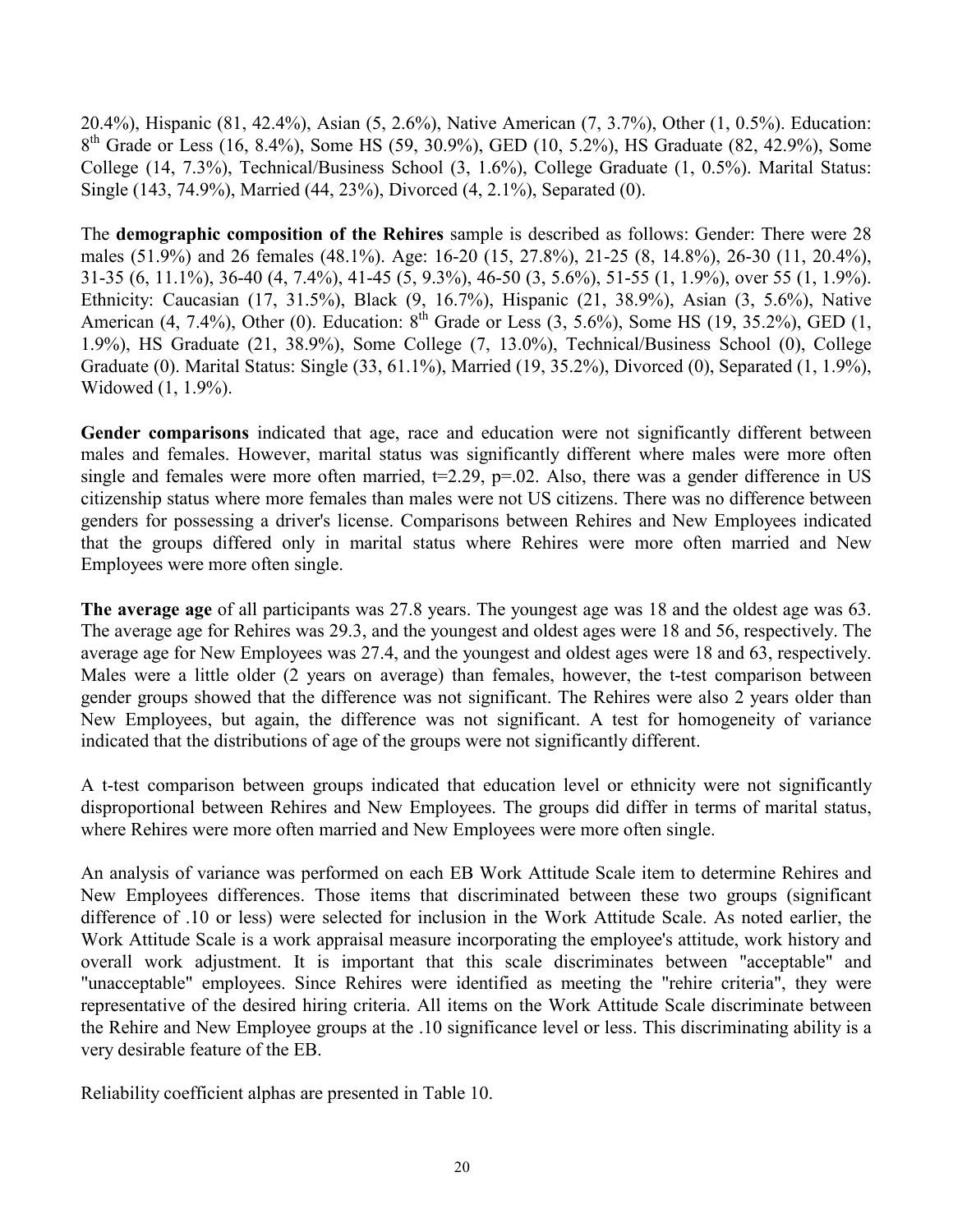20.4%), Hispanic (81, 42.4%), Asian (5, 2.6%), Native American (7, 3.7%), Other (1, 0.5%). Education: 8th Grade or Less (16, 8.4%), Some HS (59, 30.9%), GED (10, 5.2%), HS Graduate (82, 42.9%), Some College (14, 7.3%), Technical/Business School (3, 1.6%), College Graduate (1, 0.5%). Marital Status: Single (143, 74.9%), Married (44, 23%), Divorced (4, 2.1%), Separated (0).

The **demographic composition of the Rehires** sample is described as follows: Gender: There were 28 males (51.9%) and 26 females (48.1%). Age: 16-20 (15, 27.8%), 21-25 (8, 14.8%), 26-30 (11, 20.4%), 31-35 (6, 11.1%), 36-40 (4, 7.4%), 41-45 (5, 9.3%), 46-50 (3, 5.6%), 51-55 (1, 1.9%), over 55 (1, 1.9%). Ethnicity: Caucasian (17, 31.5%), Black (9, 16.7%), Hispanic (21, 38.9%), Asian (3, 5.6%), Native American (4, 7.4%), Other (0). Education: 8th Grade or Less (3, 5.6%), Some HS (19, 35.2%), GED (1, 1.9%), HS Graduate (21, 38.9%), Some College (7, 13.0%), Technical/Business School (0), College Graduate (0). Marital Status: Single (33, 61.1%), Married (19, 35.2%), Divorced (0), Separated (1, 1.9%), Widowed (1, 1.9%).

**Gender comparisons** indicated that age, race and education were not significantly different between males and females. However, marital status was significantly different where males were more often single and females were more often married, $t=2.29$, $p=.02$. Also, there was a gender difference in US citizenship status where more females than males were not US citizens. There was no difference between genders for possessing a driver's license. Comparisons between Rehires and New Employees indicated that the groups differed only in marital status where Rehires were more often married and New Employees were more often single.

**The average age** of all participants was 27.8 years. The youngest age was 18 and the oldest age was 63. The average age for Rehires was 29.3, and the youngest and oldest ages were 18 and 56, respectively. The average age for New Employees was 27.4, and the youngest and oldest ages were 18 and 63, respectively. Males were a little older (2 years on average) than females, however, the t-test comparison between gender groups showed that the difference was not significant. The Rehires were also 2 years older than New Employees, but again, the difference was not significant. A test for homogeneity of variance indicated that the distributions of age of the groups were not significantly different.

A t-test comparison between groups indicated that education level or ethnicity were not significantly disproportional between Rehires and New Employees. The groups did differ in terms of marital status, where Rehires were more often married and New Employees were more often single.

An analysis of variance was performed on each EB Work Attitude Scale item to determine Rehires and New Employees differences. Those items that discriminated between these two groups (significant difference of .10 or less) were selected for inclusion in the Work Attitude Scale. As noted earlier, the Work Attitude Scale is a work appraisal measure incorporating the employee's attitude, work history and overall work adjustment. It is important that this scale discriminates between "acceptable" and "unacceptable" employees. Since Rehires were identified as meeting the "rehire criteria", they were representative of the desired hiring criteria. All items on the Work Attitude Scale discriminate between the Rehire and New Employee groups at the .10 significance level or less. This discriminating ability is a very desirable feature of the EB.

Reliability coefficient alphas are presented in Table 10.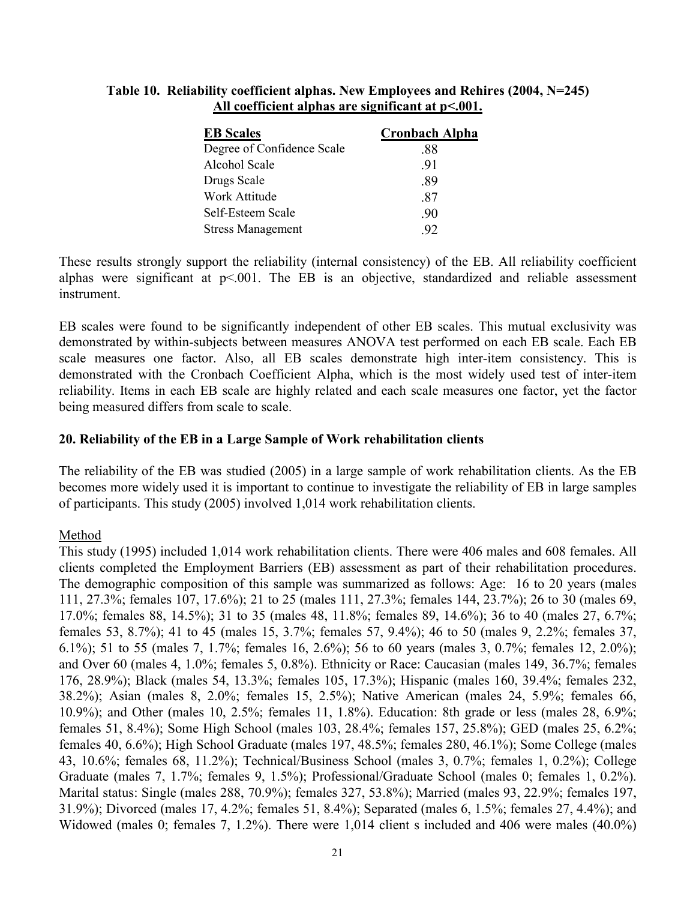**Table 10. Reliability coefficient alphas. New Employees and Rehires (2004, N=245)**
**<u>All coefficient alphas are significant at p<.001.</u>**

| EB Scales | Cronbach Alpha |
|---|---|
| Degree of Confidence Scale | .88 |
| Alcohol Scale | .91 |
| Drugs Scale | .89 |
| Work Attitude | .87 |
| Self-Esteem Scale | .90 |
| Stress Management | .92 |

These results strongly support the reliability (internal consistency) of the EB. All reliability coefficient alphas were significant at p<.001. The EB is an objective, standardized and reliable assessment instrument.

EB scales were found to be significantly independent of other EB scales. This mutual exclusivity was demonstrated by within-subjects between measures ANOVA test performed on each EB scale. Each EB scale measures one factor. Also, all EB scales demonstrate high inter-item consistency. This is demonstrated with the Cronbach Coefficient Alpha, which is the most widely used test of inter-item reliability. Items in each EB scale are highly related and each scale measures one factor, yet the factor being measured differs from scale to scale.

### 20. Reliability of the EB in a Large Sample of Work rehabilitation clients

The reliability of the EB was studied (2005) in a large sample of work rehabilitation clients. As the EB becomes more widely used it is important to continue to investigate the reliability of EB in large samples of participants. This study (2005) involved 1,014 work rehabilitation clients.

<u>Method</u>

This study (1995) included 1,014 work rehabilitation clients. There were 406 males and 608 females. All clients completed the Employment Barriers (EB) assessment as part of their rehabilitation procedures. The demographic composition of this sample was summarized as follows: Age: 16 to 20 years (males 111, 27.3%; females 107, 17.6%); 21 to 25 (males 111, 27.3%; females 144, 23.7%); 26 to 30 (males 69, 17.0%; females 88, 14.5%); 31 to 35 (males 48, 11.8%; females 89, 14.6%); 36 to 40 (males 27, 6.7%; females 53, 8.7%); 41 to 45 (males 15, 3.7%; females 57, 9.4%); 46 to 50 (males 9, 2.2%; females 37, 6.1%); 51 to 55 (males 7, 1.7%; females 16, 2.6%); 56 to 60 years (males 3, 0.7%; females 12, 2.0%); and Over 60 (males 4, 1.0%; females 5, 0.8%). Ethnicity or Race: Caucasian (males 149, 36.7%; females 176, 28.9%); Black (males 54, 13.3%; females 105, 17.3%); Hispanic (males 160, 39.4%; females 232, 38.2%); Asian (males 8, 2.0%; females 15, 2.5%); Native American (males 24, 5.9%; females 66, 10.9%); and Other (males 10, 2.5%; females 11, 1.8%). Education: 8th grade or less (males 28, 6.9%; females 51, 8.4%); Some High School (males 103, 28.4%; females 157, 25.8%); GED (males 25, 6.2%; females 40, 6.6%); High School Graduate (males 197, 48.5%; females 280, 46.1%); Some College (males 43, 10.6%; females 68, 11.2%); Technical/Business School (males 3, 0.7%; females 1, 0.2%); College Graduate (males 7, 1.7%; females 9, 1.5%); Professional/Graduate School (males 0; females 1, 0.2%). Marital status: Single (males 288, 70.9%); females 327, 53.8%); Married (males 93, 22.9%; females 197, 31.9%); Divorced (males 17, 4.2%; females 51, 8.4%); Separated (males 6, 1.5%; females 27, 4.4%); and Widowed (males 0; females 7, 1.2%). There were 1,014 client s included and 406 were males (40.0%)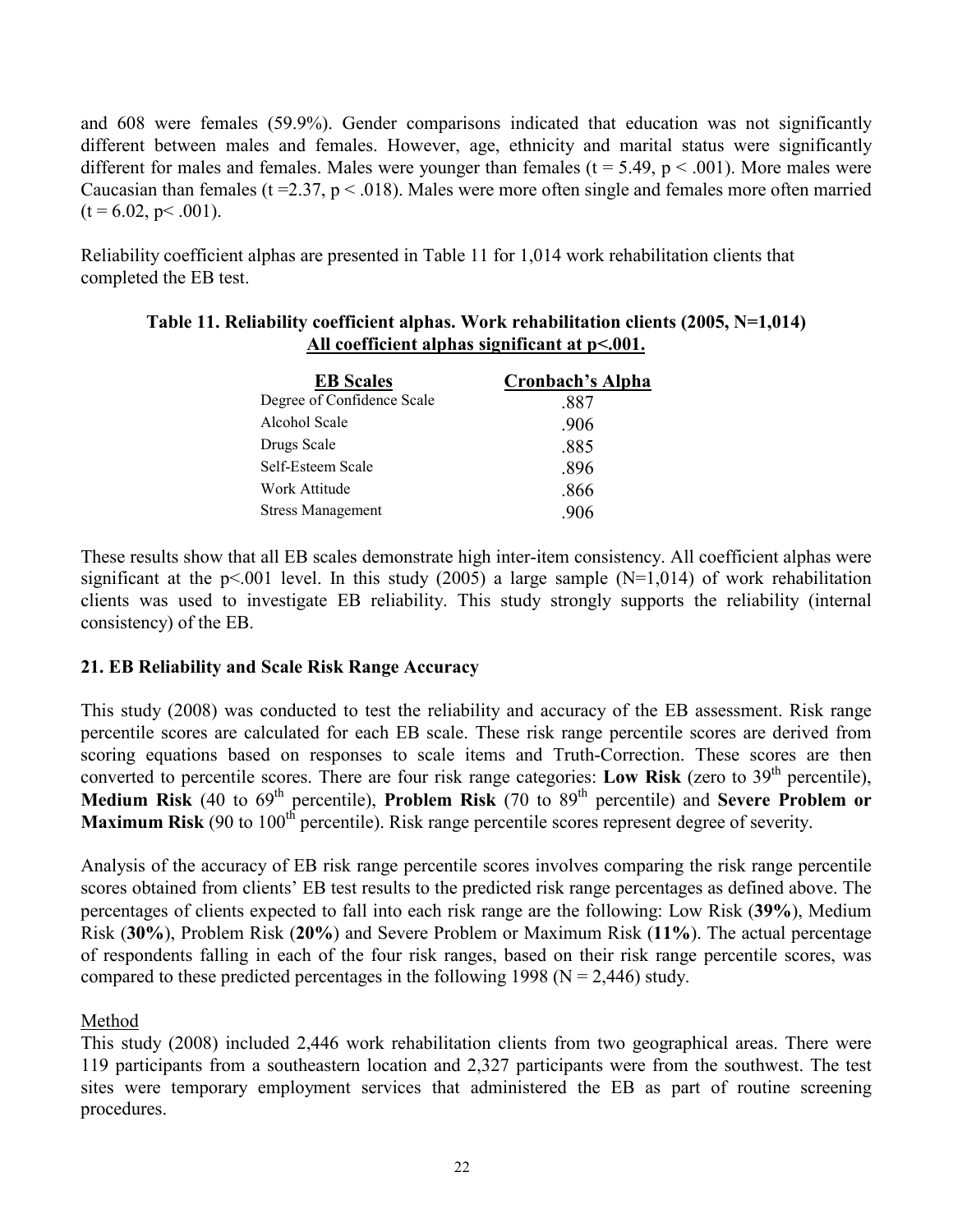and 608 were females (59.9%). Gender comparisons indicated that education was not significantly different between males and females. However, age, ethnicity and marital status were significantly different for males and females. Males were younger than females ($t = 5.49$, $p < .001$). More males were Caucasian than females ($t = 2.37$, $p < .018$). Males were more often single and females more often married ($t = 6.02$, $p < .001$).

Reliability coefficient alphas are presented in Table 11 for 1,014 work rehabilitation clients that completed the EB test.

**Table 11. Reliability coefficient alphas. Work rehabilitation clients (2005, N=1,014)**
**All coefficient alphas significant at p<.001.**

| EB Scales | Cronbach's Alpha |
|---|---|
| Degree of Confidence Scale | .887 |
| Alcohol Scale | .906 |
| Drugs Scale | .885 |
| Self-Esteem Scale | .896 |
| Work Attitude | .866 |
| Stress Management | .906 |

These results show that all EB scales demonstrate high inter-item consistency. All coefficient alphas were significant at the $p<.001$ level. In this study (2005) a large sample (N=1,014) of work rehabilitation clients was used to investigate EB reliability. This study strongly supports the reliability (internal consistency) of the EB.

### 21. EB Reliability and Scale Risk Range Accuracy

This study (2008) was conducted to test the reliability and accuracy of the EB assessment. Risk range percentile scores are calculated for each EB scale. These risk range percentile scores are derived from scoring equations based on responses to scale items and Truth-Correction. These scores are then converted to percentile scores. There are four risk range categories: **Low Risk** (zero to 39th percentile), **Medium Risk** (40 to 69th percentile), **Problem Risk** (70 to 89th percentile) and **Severe Problem or Maximum Risk** (90 to 100th percentile). Risk range percentile scores represent degree of severity.

Analysis of the accuracy of EB risk range percentile scores involves comparing the risk range percentile scores obtained from clients' EB test results to the predicted risk range percentages as defined above. The percentages of clients expected to fall into each risk range are the following: Low Risk (**39%**), Medium Risk (**30%**), Problem Risk (**20%**) and Severe Problem or Maximum Risk (**11%**). The actual percentage of respondents falling in each of the four risk ranges, based on their risk range percentile scores, was compared to these predicted percentages in the following 1998 (N = 2,446) study.

Method

This study (2008) included 2,446 work rehabilitation clients from two geographical areas. There were 119 participants from a southeastern location and 2,327 participants were from the southwest. The test sites were temporary employment services that administered the EB as part of routine screening procedures.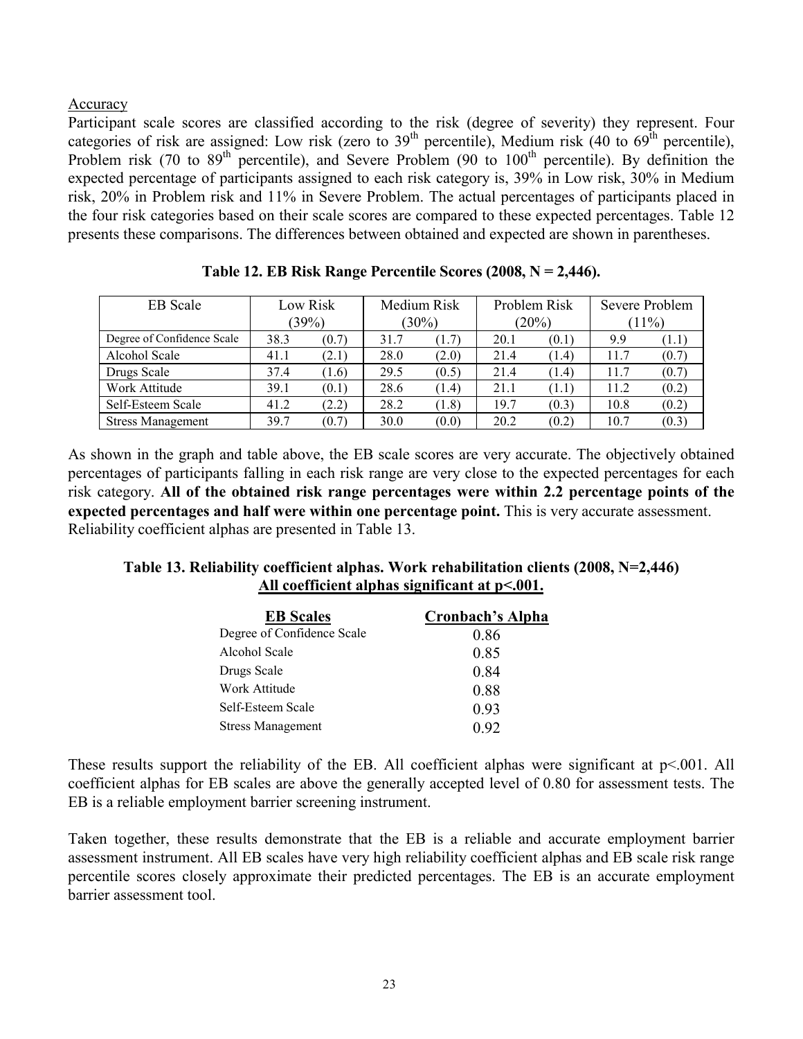Accuracy

Participant scale scores are classified according to the risk (degree of severity) they represent. Four categories of risk are assigned: Low risk (zero to 39th percentile), Medium risk (40 to 69th percentile), Problem risk (70 to 89th percentile), and Severe Problem (90 to 100th percentile). By definition the expected percentage of participants assigned to each risk category is, 39% in Low risk, 30% in Medium risk, 20% in Problem risk and 11% in Severe Problem. The actual percentages of participants placed in the four risk categories based on their scale scores are compared to these expected percentages. Table 12 presents these comparisons. The differences between obtained and expected are shown in parentheses.

**Table 12. EB Risk Range Percentile Scores (2008, N = 2,446).**

| EB Scale | Low Risk (39%) | | Medium Risk (30%) | | Problem Risk (20%) | | Severe Problem (11%) | |
|---|---|---|---|---|---|---|---|---|
| Degree of Confidence Scale | 38.3 | (0.7) | 31.7 | (1.7) | 20.1 | (0.1) | 9.9 | (1.1) |
| Alcohol Scale | 41.1 | (2.1) | 28.0 | (2.0) | 21.4 | (1.4) | 11.7 | (0.7) |
| Drugs Scale | 37.4 | (1.6) | 29.5 | (0.5) | 21.4 | (1.4) | 11.7 | (0.7) |
| Work Attitude | 39.1 | (0.1) | 28.6 | (1.4) | 21.1 | (1.1) | 11.2 | (0.2) |
| Self-Esteem Scale | 41.2 | (2.2) | 28.2 | (1.8) | 19.7 | (0.3) | 10.8 | (0.2) |
| Stress Management | 39.7 | (0.7) | 30.0 | (0.0) | 20.2 | (0.2) | 10.7 | (0.3) |

As shown in the graph and table above, the EB scale scores are very accurate. The objectively obtained percentages of participants falling in each risk range are very close to the expected percentages for each risk category. **All of the obtained risk range percentages were within 2.2 percentage points of the expected percentages and half were within one percentage point.** This is very accurate assessment. Reliability coefficient alphas are presented in Table 13.

**Table 13. Reliability coefficient alphas. Work rehabilitation clients (2008, N=2,446)**
**All coefficient alphas significant at p<.001.**

| EB Scales | Cronbach's Alpha |
|---|---|
| Degree of Confidence Scale | 0.86 |
| Alcohol Scale | 0.85 |
| Drugs Scale | 0.84 |
| Work Attitude | 0.88 |
| Self-Esteem Scale | 0.93 |
| Stress Management | 0.92 |

These results support the reliability of the EB. All coefficient alphas were significant at $p<.001$. All coefficient alphas for EB scales are above the generally accepted level of 0.80 for assessment tests. The EB is a reliable employment barrier screening instrument.

Taken together, these results demonstrate that the EB is a reliable and accurate employment barrier assessment instrument. All EB scales have very high reliability coefficient alphas and EB scale risk range percentile scores closely approximate their predicted percentages. The EB is an accurate employment barrier assessment tool.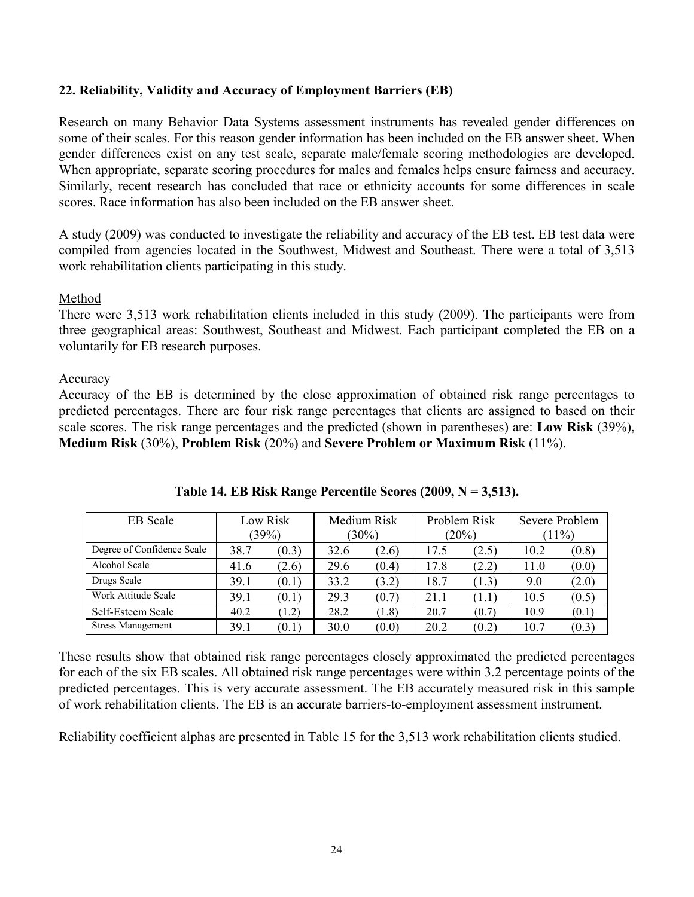## 22. Reliability, Validity and Accuracy of Employment Barriers (EB)

Research on many Behavior Data Systems assessment instruments has revealed gender differences on some of their scales. For this reason gender information has been included on the EB answer sheet. When gender differences exist on any test scale, separate male/female scoring methodologies are developed. When appropriate, separate scoring procedures for males and females helps ensure fairness and accuracy. Similarly, recent research has concluded that race or ethnicity accounts for some differences in scale scores. Race information has also been included on the EB answer sheet.

A study (2009) was conducted to investigate the reliability and accuracy of the EB test. EB test data were compiled from agencies located in the Southwest, Midwest and Southeast. There were a total of 3,513 work rehabilitation clients participating in this study.

Method

There were 3,513 work rehabilitation clients included in this study (2009). The participants were from three geographical areas: Southwest, Southeast and Midwest. Each participant completed the EB on a voluntarily for EB research purposes.

Accuracy

Accuracy of the EB is determined by the close approximation of obtained risk range percentages to predicted percentages. There are four risk range percentages that clients are assigned to based on their scale scores. The risk range percentages and the predicted (shown in parentheses) are: **Low Risk** (39%), **Medium Risk** (30%), **Problem Risk** (20%) and **Severe Problem or Maximum Risk** (11%).

**Table 14. EB Risk Range Percentile Scores (2009, N = 3,513).**

| EB Scale | Low Risk (39%) | | Medium Risk (30%) | | Problem Risk (20%) | | Severe Problem (11%) | |
|---|---|---|---|---|---|---|---|---|
| Degree of Confidence Scale | 38.7 | (0.3) | 32.6 | (2.6) | 17.5 | (2.5) | 10.2 | (0.8) |
| Alcohol Scale | 41.6 | (2.6) | 29.6 | (0.4) | 17.8 | (2.2) | 11.0 | (0.0) |
| Drugs Scale | 39.1 | (0.1) | 33.2 | (3.2) | 18.7 | (1.3) | 9.0 | (2.0) |
| Work Attitude Scale | 39.1 | (0.1) | 29.3 | (0.7) | 21.1 | (1.1) | 10.5 | (0.5) |
| Self-Esteem Scale | 40.2 | (1.2) | 28.2 | (1.8) | 20.7 | (0.7) | 10.9 | (0.1) |
| Stress Management | 39.1 | (0.1) | 30.0 | (0.0) | 20.2 | (0.2) | 10.7 | (0.3) |

These results show that obtained risk range percentages closely approximated the predicted percentages for each of the six EB scales. All obtained risk range percentages were within 3.2 percentage points of the predicted percentages. This is very accurate assessment. The EB accurately measured risk in this sample of work rehabilitation clients. The EB is an accurate barriers-to-employment assessment instrument.

Reliability coefficient alphas are presented in Table 15 for the 3,513 work rehabilitation clients studied.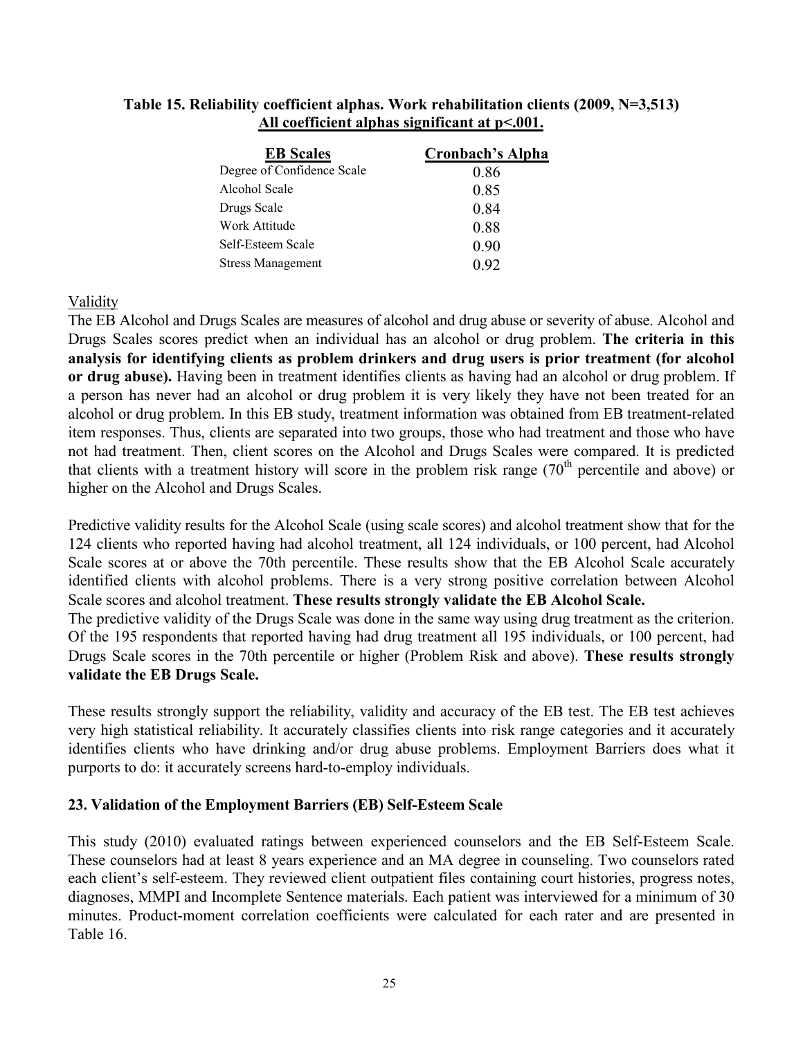**Table 15. Reliability coefficient alphas. Work rehabilitation clients (2009, N=3,513)**
**All coefficient alphas significant at p<.001.**

| EB Scales | Cronbach's Alpha |
|---|---|
| Degree of Confidence Scale | 0.86 |
| Alcohol Scale | 0.85 |
| Drugs Scale | 0.84 |
| Work Attitude | 0.88 |
| Self-Esteem Scale | 0.90 |
| Stress Management | 0.92 |

Validity

The EB Alcohol and Drugs Scales are measures of alcohol and drug abuse or severity of abuse. Alcohol and Drugs Scales scores predict when an individual has an alcohol or drug problem. **The criteria in this analysis for identifying clients as problem drinkers and drug users is prior treatment (for alcohol or drug abuse).** Having been in treatment identifies clients as having had an alcohol or drug problem. If a person has never had an alcohol or drug problem it is very likely they have not been treated for an alcohol or drug problem. In this EB study, treatment information was obtained from EB treatment-related item responses. Thus, clients are separated into two groups, those who had treatment and those who have not had treatment. Then, client scores on the Alcohol and Drugs Scales were compared. It is predicted that clients with a treatment history will score in the problem risk range (70$^{th}$ percentile and above) or higher on the Alcohol and Drugs Scales.

Predictive validity results for the Alcohol Scale (using scale scores) and alcohol treatment show that for the 124 clients who reported having had alcohol treatment, all 124 individuals, or 100 percent, had Alcohol Scale scores at or above the 70th percentile. These results show that the EB Alcohol Scale accurately identified clients with alcohol problems. There is a very strong positive correlation between Alcohol Scale scores and alcohol treatment. **These results strongly validate the EB Alcohol Scale.**
The predictive validity of the Drugs Scale was done in the same way using drug treatment as the criterion. Of the 195 respondents that reported having had drug treatment all 195 individuals, or 100 percent, had Drugs Scale scores in the 70th percentile or higher (Problem Risk and above). **These results strongly validate the EB Drugs Scale.**

These results strongly support the reliability, validity and accuracy of the EB test. The EB test achieves very high statistical reliability. It accurately classifies clients into risk range categories and it accurately identifies clients who have drinking and/or drug abuse problems. Employment Barriers does what it purports to do: it accurately screens hard-to-employ individuals.

### 23. Validation of the Employment Barriers (EB) Self-Esteem Scale

This study (2010) evaluated ratings between experienced counselors and the EB Self-Esteem Scale. These counselors had at least 8 years experience and an MA degree in counseling. Two counselors rated each client's self-esteem. They reviewed client outpatient files containing court histories, progress notes, diagnoses, MMPI and Incomplete Sentence materials. Each patient was interviewed for a minimum of 30 minutes. Product-moment correlation coefficients were calculated for each rater and are presented in Table 16.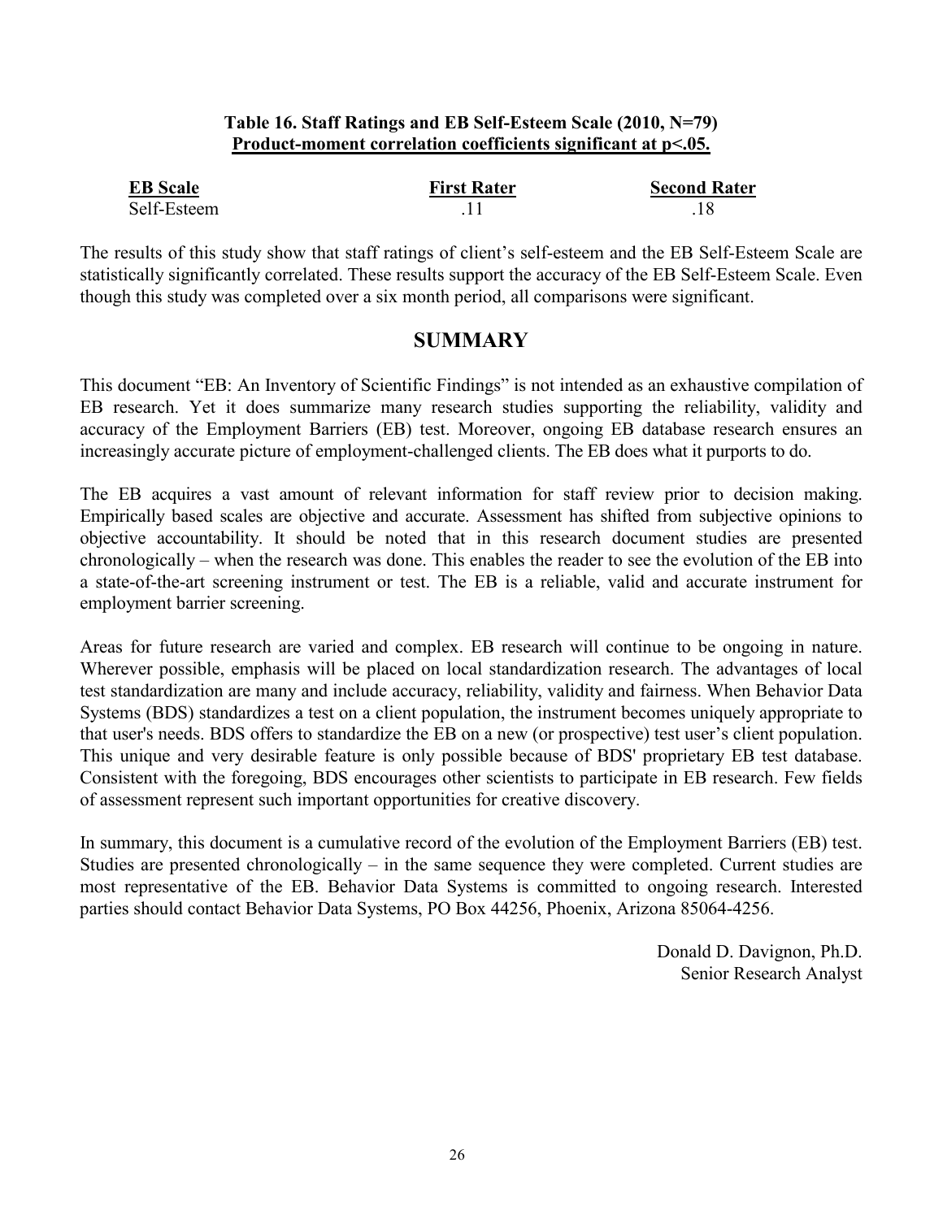**Table 16. Staff Ratings and EB Self-Esteem Scale (2010, N=79)**
**Product-moment correlation coefficients significant at $p<.05$.**

| EB Scale | First Rater | Second Rater |
|---|---|---|
| Self-Esteem | .11 | .18 |

The results of this study show that staff ratings of client's self-esteem and the EB Self-Esteem Scale are statistically significantly correlated. These results support the accuracy of the EB Self-Esteem Scale. Even though this study was completed over a six month period, all comparisons were significant.

## SUMMARY

This document "EB: An Inventory of Scientific Findings" is not intended as an exhaustive compilation of EB research. Yet it does summarize many research studies supporting the reliability, validity and accuracy of the Employment Barriers (EB) test. Moreover, ongoing EB database research ensures an increasingly accurate picture of employment-challenged clients. The EB does what it purports to do.

The EB acquires a vast amount of relevant information for staff review prior to decision making. Empirically based scales are objective and accurate. Assessment has shifted from subjective opinions to objective accountability. It should be noted that in this research document studies are presented chronologically – when the research was done. This enables the reader to see the evolution of the EB into a state-of-the-art screening instrument or test. The EB is a reliable, valid and accurate instrument for employment barrier screening.

Areas for future research are varied and complex. EB research will continue to be ongoing in nature. Wherever possible, emphasis will be placed on local standardization research. The advantages of local test standardization are many and include accuracy, reliability, validity and fairness. When Behavior Data Systems (BDS) standardizes a test on a client population, the instrument becomes uniquely appropriate to that user's needs. BDS offers to standardize the EB on a new (or prospective) test user's client population. This unique and very desirable feature is only possible because of BDS' proprietary EB test database. Consistent with the foregoing, BDS encourages other scientists to participate in EB research. Few fields of assessment represent such important opportunities for creative discovery.

In summary, this document is a cumulative record of the evolution of the Employment Barriers (EB) test. Studies are presented chronologically – in the same sequence they were completed. Current studies are most representative of the EB. Behavior Data Systems is committed to ongoing research. Interested parties should contact Behavior Data Systems, PO Box 44256, Phoenix, Arizona 85064-4256.

Donald D. Davignon, Ph.D.
Senior Research Analyst